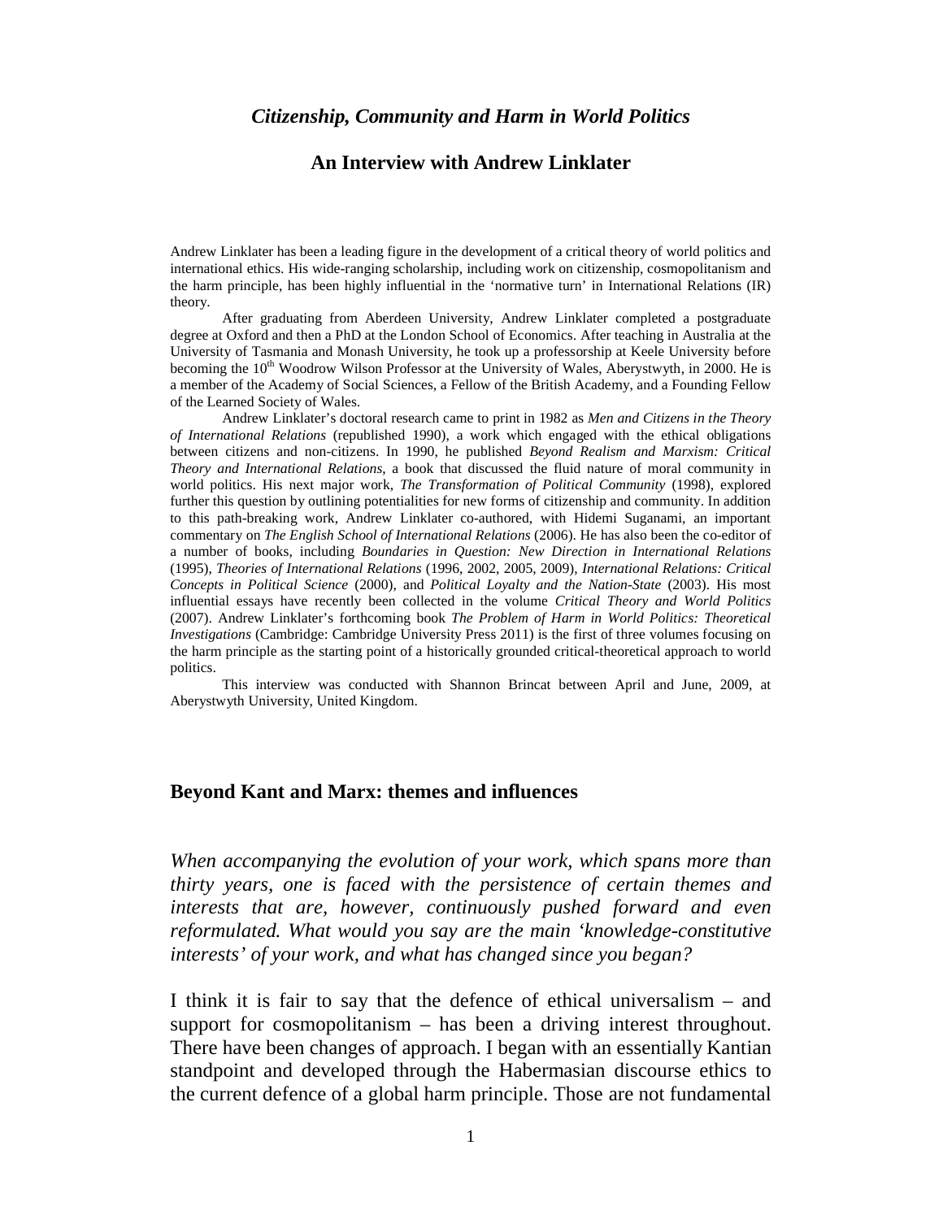# *Citizenship, Community and Harm in World Politics*

## An Interview with Andrew Linklater

Andrew Linklater has been a leading figure in the development of a critical theory of world politics and international ethics. His wide-ranging scholarship, including work on citizenship, cosmopolitanism and the harm principle, has been highly influential in the 'normative turn' in International Relations (IR) theory.

After graduating from Aberdeen University, Andrew Linklater completed a postgraduate degree at Oxford and then a PhD at the London School of Economics. After teaching in Australia at the University of Tasmania and Monash University, he took up a professorship at Keele University before becoming the 10th Woodrow Wilson Professor at the University of Wales, Aberystwyth, in 2000. He is a member of the Academy of Social Sciences, a Fellow of the British Academy, and a Founding Fellow of the Learned Society of Wales.

Andrew Linklater's doctoral research came to print in 1982 as *Men and Citizens in the Theory of International Relations* (republished 1990), a work which engaged with the ethical obligations between citizens and non-citizens. In 1990, he published *Beyond Realism and Marxism: Critical Theory and International Relations*, a book that discussed the fluid nature of moral community in world politics. His next major work, *The Transformation of Political Community* (1998), explored further this question by outlining potentialities for new forms of citizenship and community. In addition to this path-breaking work, Andrew Linklater co-authored, with Hidemi Suganami, an important commentary on *The English School of International Relations* (2006). He has also been the co-editor of a number of books, including *Boundaries in Question: New Direction in International Relations* (1995), *Theories of International Relations* (1996, 2002, 2005, 2009), *International Relations: Critical Concepts in Political Science* (2000), and *Political Loyalty and the Nation-State* (2003). His most influential essays have recently been collected in the volume *Critical Theory and World Politics* (2007). Andrew Linklater's forthcoming book *The Problem of Harm in World Politics: Theoretical Investigations* (Cambridge: Cambridge University Press 2011) is the first of three volumes focusing on the harm principle as the starting point of a historically grounded critical-theoretical approach to world politics.

This interview was conducted with Shannon Brincat between April and June, 2009, at Aberystwyth University, United Kingdom.

### Beyond Kant and Marx: themes and influences

*When accompanying the evolution of your work, which spans more than thirty years, one is faced with the persistence of certain themes and interests that are, however, continuously pushed forward and even reformulated. What would you say are the main 'knowledge-constitutive interests' of your work, and what has changed since you began?*

I think it is fair to say that the defence of ethical universalism – and support for cosmopolitanism – has been a driving interest throughout. There have been changes of approach. I began with an essentially Kantian standpoint and developed through the Habermasian discourse ethics to the current defence of a global harm principle. Those are not fundamental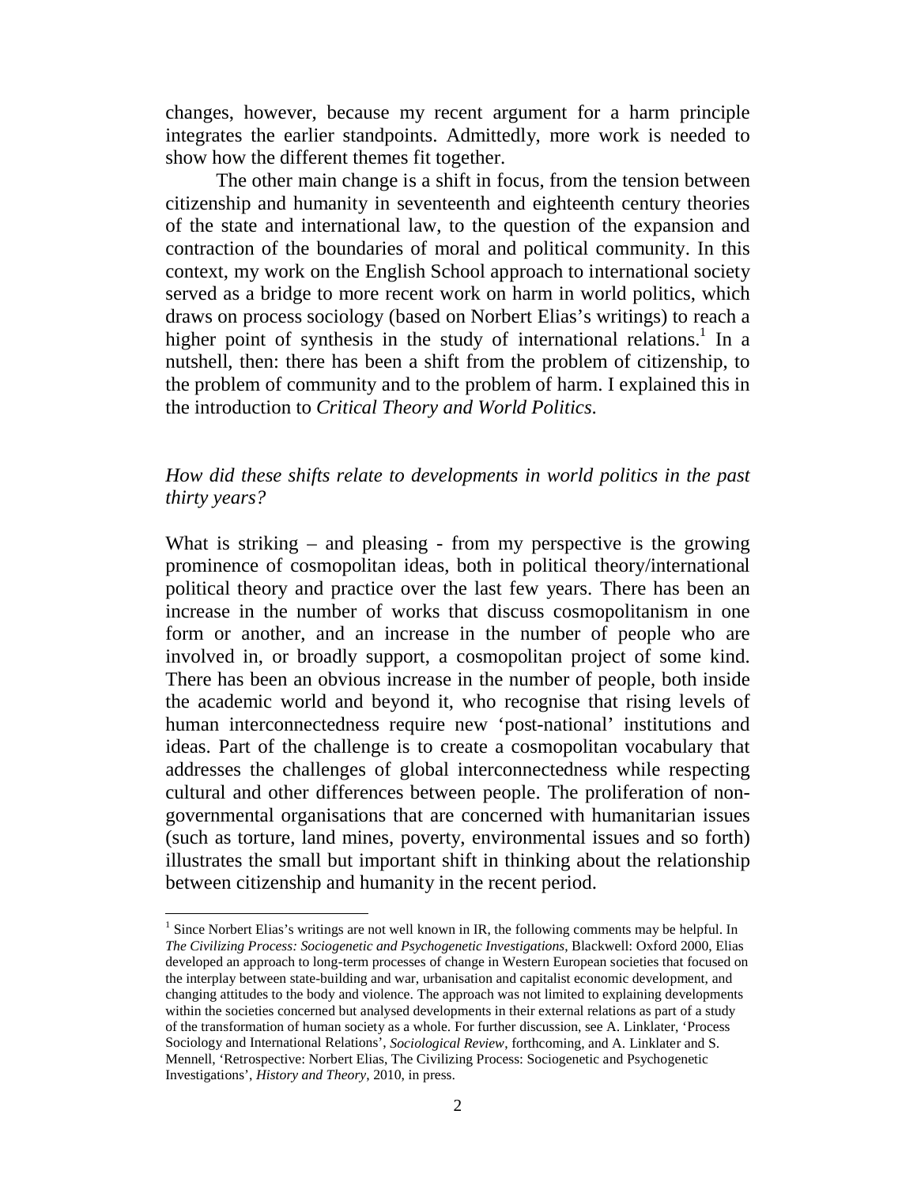changes, however, because my recent argument for a harm principle integrates the earlier standpoints. Admittedly, more work is needed to show how the different themes fit together.

The other main change is a shift in focus, from the tension between citizenship and humanity in seventeenth and eighteenth century theories of the state and international law, to the question of the expansion and contraction of the boundaries of moral and political community. In this context, my work on the English School approach to international society served as a bridge to more recent work on harm in world politics, which draws on process sociology (based on Norbert Elias's writings) to reach a higher point of synthesis in the study of international relations.[1] In a nutshell, then: there has been a shift from the problem of citizenship, to the problem of community and to the problem of harm. I explained this in the introduction to *Critical Theory and World Politics*.

*How did these shifts relate to developments in world politics in the past thirty years?*

What is striking – and pleasing - from my perspective is the growing prominence of cosmopolitan ideas, both in political theory/international political theory and practice over the last few years. There has been an increase in the number of works that discuss cosmopolitanism in one form or another, and an increase in the number of people who are involved in, or broadly support, a cosmopolitan project of some kind. There has been an obvious increase in the number of people, both inside the academic world and beyond it, who recognise that rising levels of human interconnectedness require new 'post-national' institutions and ideas. Part of the challenge is to create a cosmopolitan vocabulary that addresses the challenges of global interconnectedness while respecting cultural and other differences between people. The proliferation of non-governmental organisations that are concerned with humanitarian issues (such as torture, land mines, poverty, environmental issues and so forth) illustrates the small but important shift in thinking about the relationship between citizenship and humanity in the recent period.

---

[1] Since Norbert Elias's writings are not well known in IR, the following comments may be helpful. In *The Civilizing Process: Sociogenetic and Psychogenetic Investigations*, Blackwell: Oxford 2000, Elias developed an approach to long-term processes of change in Western European societies that focused on the interplay between state-building and war, urbanisation and capitalist economic development, and changing attitudes to the body and violence. The approach was not limited to explaining developments within the societies concerned but analysed developments in their external relations as part of a study of the transformation of human society as a whole. For further discussion, see A. Linklater, 'Process Sociology and International Relations', *Sociological Review*, forthcoming, and A. Linklater and S. Mennell, 'Retrospective: Norbert Elias, The Civilizing Process: Sociogenetic and Psychogenetic Investigations', *History and Theory*, 2010, in press.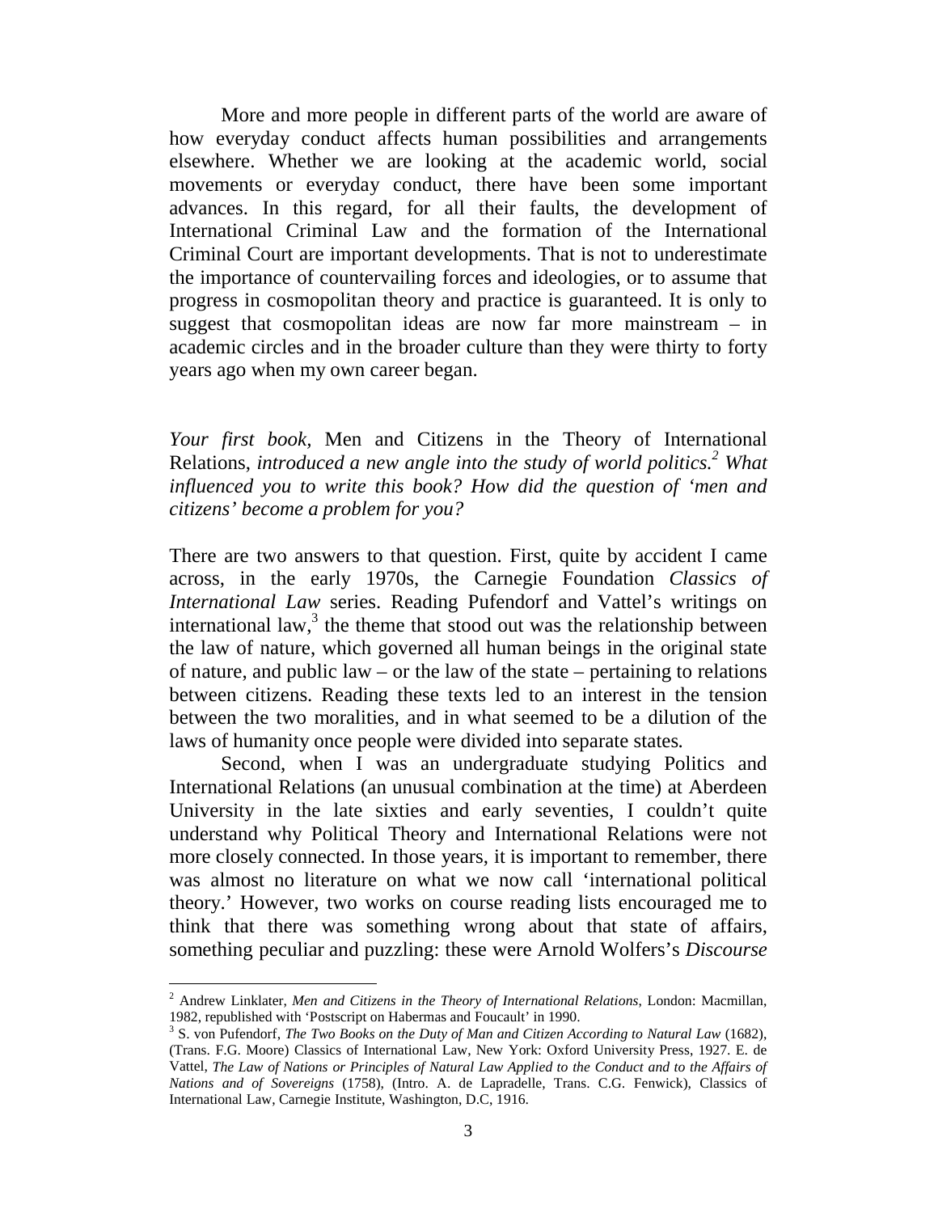More and more people in different parts of the world are aware of how everyday conduct affects human possibilities and arrangements elsewhere. Whether we are looking at the academic world, social movements or everyday conduct, there have been some important advances. In this regard, for all their faults, the development of International Criminal Law and the formation of the International Criminal Court are important developments. That is not to underestimate the importance of countervailing forces and ideologies, or to assume that progress in cosmopolitan theory and practice is guaranteed. It is only to suggest that cosmopolitan ideas are now far more mainstream – in academic circles and in the broader culture than they were thirty to forty years ago when my own career began.

*Your first book,* Men and Citizens in the Theory of International Relations, *introduced a new angle into the study of world politics.*[2] *What influenced you to write this book? How did the question of 'men and citizens' become a problem for you?*

There are two answers to that question. First, quite by accident I came across, in the early 1970s, the Carnegie Foundation *Classics of International Law* series. Reading Pufendorf and Vattel's writings on international law,[3] the theme that stood out was the relationship between the law of nature, which governed all human beings in the original state of nature, and public law – or the law of the state – pertaining to relations between citizens. Reading these texts led to an interest in the tension between the two moralities, and in what seemed to be a dilution of the laws of humanity once people were divided into separate states.

Second, when I was an undergraduate studying Politics and International Relations (an unusual combination at the time) at Aberdeen University in the late sixties and early seventies, I couldn't quite understand why Political Theory and International Relations were not more closely connected. In those years, it is important to remember, there was almost no literature on what we now call 'international political theory.' However, two works on course reading lists encouraged me to think that there was something wrong about that state of affairs, something peculiar and puzzling: these were Arnold Wolfers's *Discourse*

---

[2] Andrew Linklater, *Men and Citizens in the Theory of International Relations*, London: Macmillan, 1982, republished with 'Postscript on Habermas and Foucault' in 1990.

[3] S. von Pufendorf, *The Two Books on the Duty of Man and Citizen According to Natural Law* (1682), (Trans. F.G. Moore) Classics of International Law, New York: Oxford University Press, 1927. E. de Vattel, *The Law of Nations or Principles of Natural Law Applied to the Conduct and to the Affairs of Nations and of Sovereigns* (1758), (Intro. A. de Lapradelle, Trans. C.G. Fenwick), Classics of International Law, Carnegie Institute, Washington, D.C, 1916.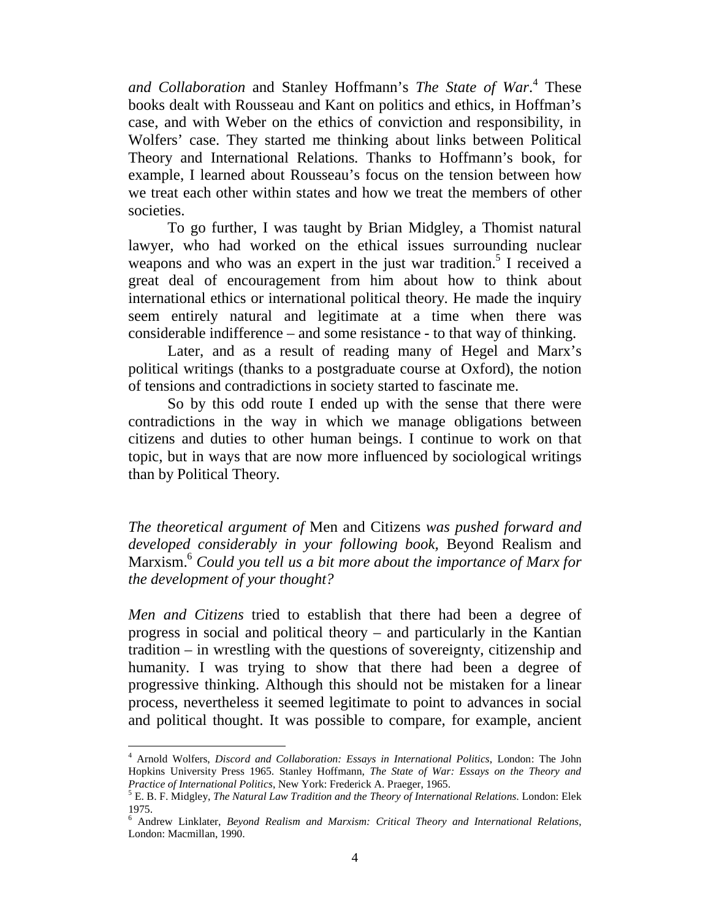*and Collaboration* and Stanley Hoffmann's *The State of War*.[4] These books dealt with Rousseau and Kant on politics and ethics, in Hoffman's case, and with Weber on the ethics of conviction and responsibility, in Wolfers' case. They started me thinking about links between Political Theory and International Relations. Thanks to Hoffmann's book, for example, I learned about Rousseau's focus on the tension between how we treat each other within states and how we treat the members of other societies.

To go further, I was taught by Brian Midgley, a Thomist natural lawyer, who had worked on the ethical issues surrounding nuclear weapons and who was an expert in the just war tradition.[5] I received a great deal of encouragement from him about how to think about international ethics or international political theory. He made the inquiry seem entirely natural and legitimate at a time when there was considerable indifference – and some resistance - to that way of thinking.

Later, and as a result of reading many of Hegel and Marx's political writings (thanks to a postgraduate course at Oxford), the notion of tensions and contradictions in society started to fascinate me.

So by this odd route I ended up with the sense that there were contradictions in the way in which we manage obligations between citizens and duties to other human beings. I continue to work on that topic, but in ways that are now more influenced by sociological writings than by Political Theory.

*The theoretical argument of* Men and Citizens *was pushed forward and developed considerably in your following book*, Beyond Realism and Marxism.[6] *Could you tell us a bit more about the importance of Marx for the development of your thought?*

*Men and Citizens* tried to establish that there had been a degree of progress in social and political theory – and particularly in the Kantian tradition – in wrestling with the questions of sovereignty, citizenship and humanity. I was trying to show that there had been a degree of progressive thinking. Although this should not be mistaken for a linear process, nevertheless it seemed legitimate to point to advances in social and political thought. It was possible to compare, for example, ancient

---

[4] Arnold Wolfers, *Discord and Collaboration: Essays in International Politics*, London: The John Hopkins University Press 1965. Stanley Hoffmann, *The State of War: Essays on the Theory and Practice of International Politics*, New York: Frederick A. Praeger, 1965.

[5] E. B. F. Midgley, *The Natural Law Tradition and the Theory of International Relations*. London: Elek 1975.

[6] Andrew Linklater, *Beyond Realism and Marxism: Critical Theory and International Relations*, London: Macmillan, 1990.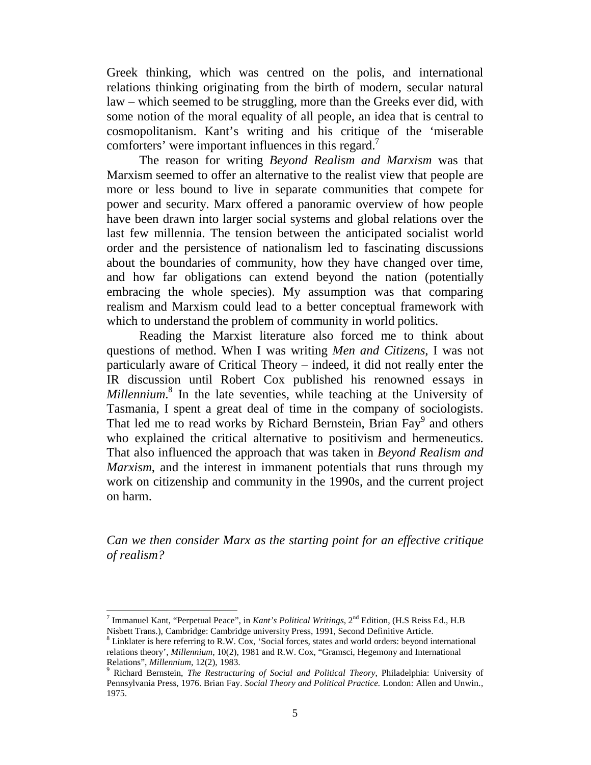Greek thinking, which was centred on the polis, and international relations thinking originating from the birth of modern, secular natural law – which seemed to be struggling, more than the Greeks ever did, with some notion of the moral equality of all people, an idea that is central to cosmopolitanism. Kant's writing and his critique of the 'miserable comforters' were important influences in this regard.[7]

The reason for writing *Beyond Realism and Marxism* was that Marxism seemed to offer an alternative to the realist view that people are more or less bound to live in separate communities that compete for power and security. Marx offered a panoramic overview of how people have been drawn into larger social systems and global relations over the last few millennia. The tension between the anticipated socialist world order and the persistence of nationalism led to fascinating discussions about the boundaries of community, how they have changed over time, and how far obligations can extend beyond the nation (potentially embracing the whole species). My assumption was that comparing realism and Marxism could lead to a better conceptual framework with which to understand the problem of community in world politics.

Reading the Marxist literature also forced me to think about questions of method. When I was writing *Men and Citizens*, I was not particularly aware of Critical Theory – indeed, it did not really enter the IR discussion until Robert Cox published his renowned essays in *Millennium*.[8] In the late seventies, while teaching at the University of Tasmania, I spent a great deal of time in the company of sociologists. That led me to read works by Richard Bernstein, Brian Fay[9] and others who explained the critical alternative to positivism and hermeneutics. That also influenced the approach that was taken in *Beyond Realism and Marxism*, and the interest in immanent potentials that runs through my work on citizenship and community in the 1990s, and the current project on harm.

*Can we then consider Marx as the starting point for an effective critique of realism?*

---

[7] Immanuel Kant, "Perpetual Peace", in *Kant's Political Writings*, 2nd Edition, (H.S Reiss Ed., H.B Nisbett Trans.), Cambridge: Cambridge university Press, 1991, Second Definitive Article.

[8] Linklater is here referring to R.W. Cox, 'Social forces, states and world orders: beyond international relations theory', *Millennium*, 10(2), 1981 and R.W. Cox, "Gramsci, Hegemony and International Relations", *Millennium*, 12(2), 1983.

[9] Richard Bernstein, *The Restructuring of Social and Political Theory*, Philadelphia: University of Pennsylvania Press, 1976. Brian Fay. *Social Theory and Political Practice.* London: Allen and Unwin., 1975.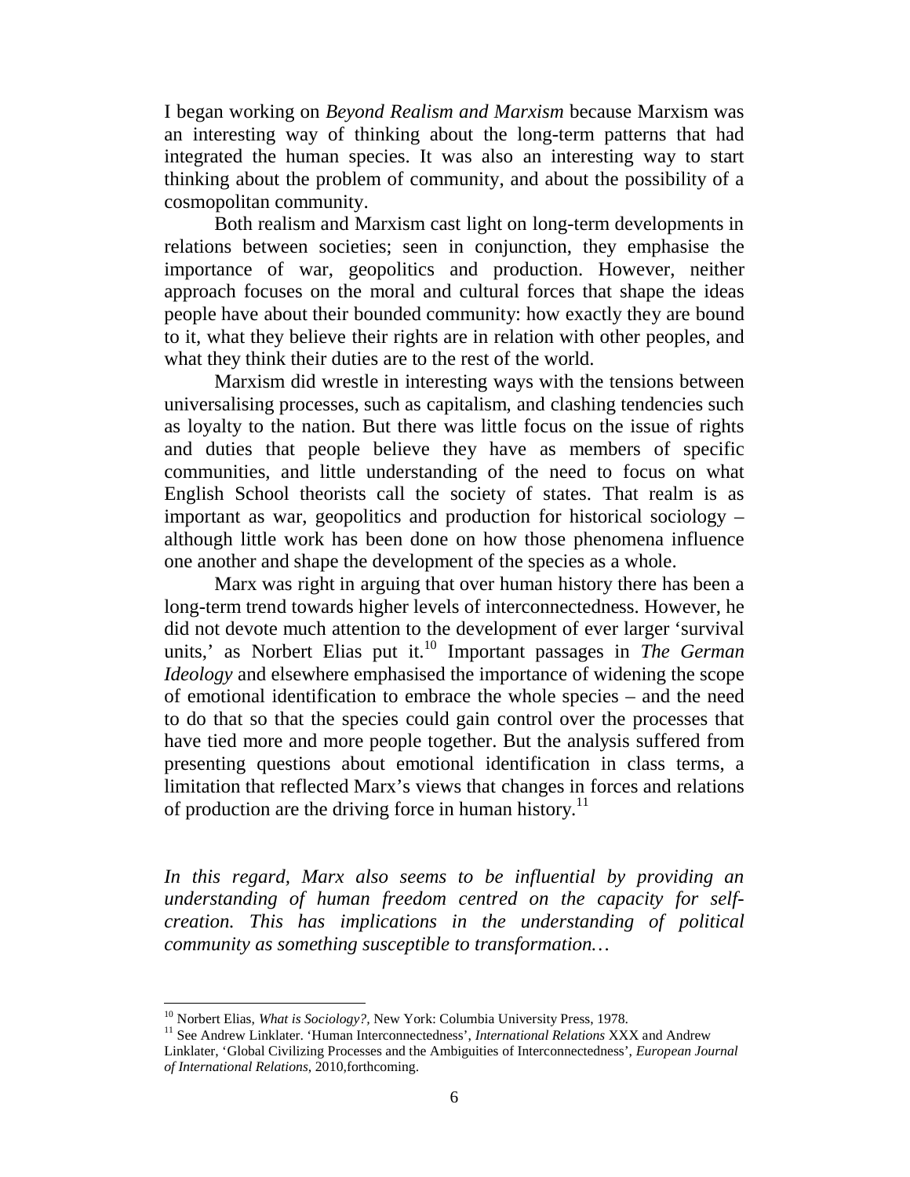I began working on *Beyond Realism and Marxism* because Marxism was an interesting way of thinking about the long-term patterns that had integrated the human species. It was also an interesting way to start thinking about the problem of community, and about the possibility of a cosmopolitan community.

Both realism and Marxism cast light on long-term developments in relations between societies; seen in conjunction, they emphasise the importance of war, geopolitics and production. However, neither approach focuses on the moral and cultural forces that shape the ideas people have about their bounded community: how exactly they are bound to it, what they believe their rights are in relation with other peoples, and what they think their duties are to the rest of the world.

Marxism did wrestle in interesting ways with the tensions between universalising processes, such as capitalism, and clashing tendencies such as loyalty to the nation. But there was little focus on the issue of rights and duties that people believe they have as members of specific communities, and little understanding of the need to focus on what English School theorists call the society of states. That realm is as important as war, geopolitics and production for historical sociology – although little work has been done on how those phenomena influence one another and shape the development of the species as a whole.

Marx was right in arguing that over human history there has been a long-term trend towards higher levels of interconnectedness. However, he did not devote much attention to the development of ever larger 'survival units,' as Norbert Elias put it.[10] Important passages in *The German Ideology* and elsewhere emphasised the importance of widening the scope of emotional identification to embrace the whole species – and the need to do that so that the species could gain control over the processes that have tied more and more people together. But the analysis suffered from presenting questions about emotional identification in class terms, a limitation that reflected Marx's views that changes in forces and relations of production are the driving force in human history.[11]

*In this regard, Marx also seems to be influential by providing an understanding of human freedom centred on the capacity for self-creation. This has implications in the understanding of political community as something susceptible to transformation…*

---

[10] Norbert Elias, *What is Sociology?*, New York: Columbia University Press, 1978.

[11] See Andrew Linklater. 'Human Interconnectedness', *International Relations* XXX and Andrew Linklater, 'Global Civilizing Processes and the Ambiguities of Interconnectedness', *European Journal of International Relations*, 2010,forthcoming.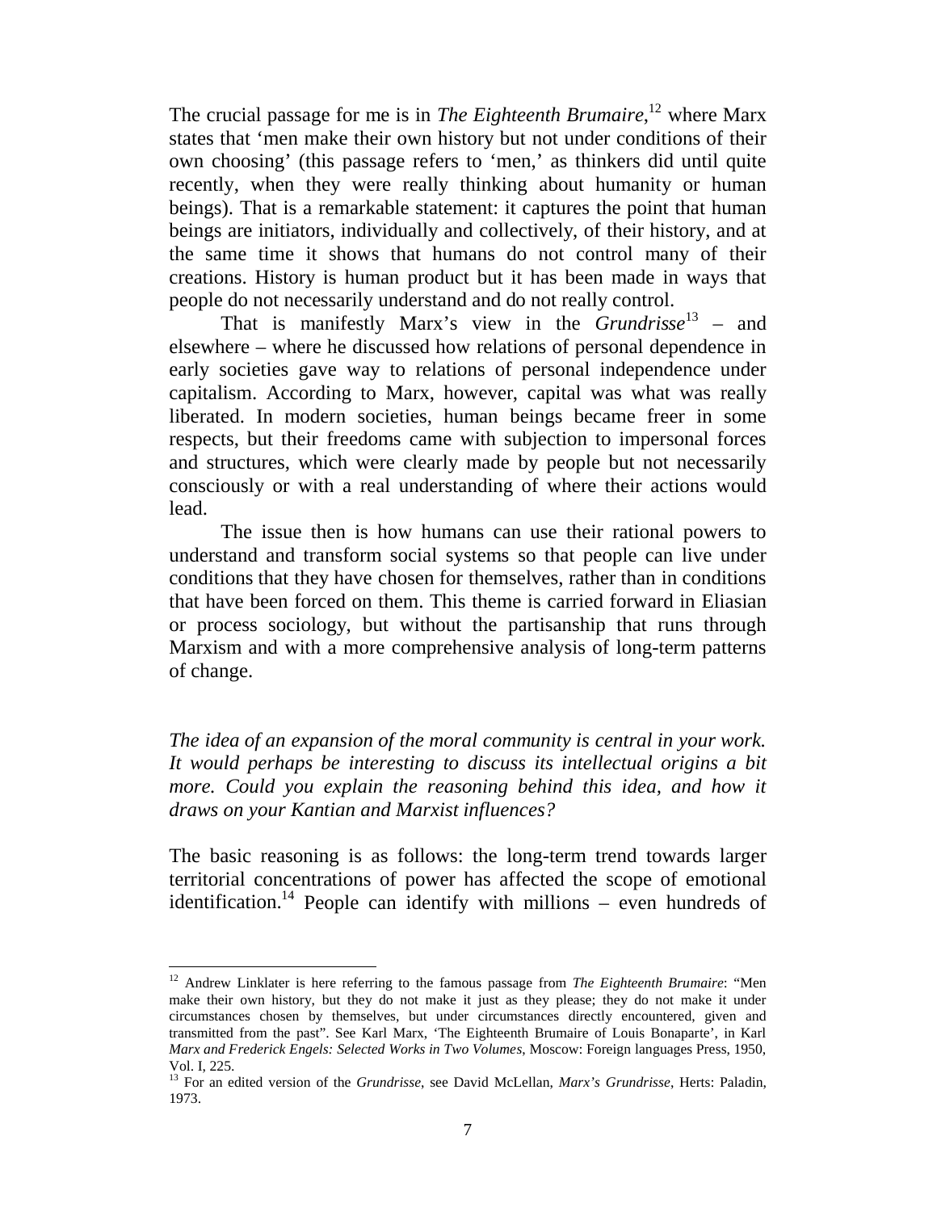The crucial passage for me is in *The Eighteenth Brumaire*,[12] where Marx states that 'men make their own history but not under conditions of their own choosing' (this passage refers to 'men,' as thinkers did until quite recently, when they were really thinking about humanity or human beings). That is a remarkable statement: it captures the point that human beings are initiators, individually and collectively, of their history, and at the same time it shows that humans do not control many of their creations. History is human product but it has been made in ways that people do not necessarily understand and do not really control.

That is manifestly Marx's view in the *Grundrisse*[13] – and elsewhere – where he discussed how relations of personal dependence in early societies gave way to relations of personal independence under capitalism. According to Marx, however, capital was what was really liberated. In modern societies, human beings became freer in some respects, but their freedoms came with subjection to impersonal forces and structures, which were clearly made by people but not necessarily consciously or with a real understanding of where their actions would lead.

The issue then is how humans can use their rational powers to understand and transform social systems so that people can live under conditions that they have chosen for themselves, rather than in conditions that have been forced on them. This theme is carried forward in Eliasian or process sociology, but without the partisanship that runs through Marxism and with a more comprehensive analysis of long-term patterns of change.

*The idea of an expansion of the moral community is central in your work. It would perhaps be interesting to discuss its intellectual origins a bit more. Could you explain the reasoning behind this idea, and how it draws on your Kantian and Marxist influences?*

The basic reasoning is as follows: the long-term trend towards larger territorial concentrations of power has affected the scope of emotional identification.[14] People can identify with millions – even hundreds of

---

[12] Andrew Linklater is here referring to the famous passage from *The Eighteenth Brumaire*: "Men make their own history, but they do not make it just as they please; they do not make it under circumstances chosen by themselves, but under circumstances directly encountered, given and transmitted from the past". See Karl Marx, 'The Eighteenth Brumaire of Louis Bonaparte', in Karl *Marx and Frederick Engels: Selected Works in Two Volumes*, Moscow: Foreign languages Press, 1950, Vol. I, 225.

[13] For an edited version of the *Grundrisse*, see David McLellan, *Marx's Grundrisse*, Herts: Paladin, 1973.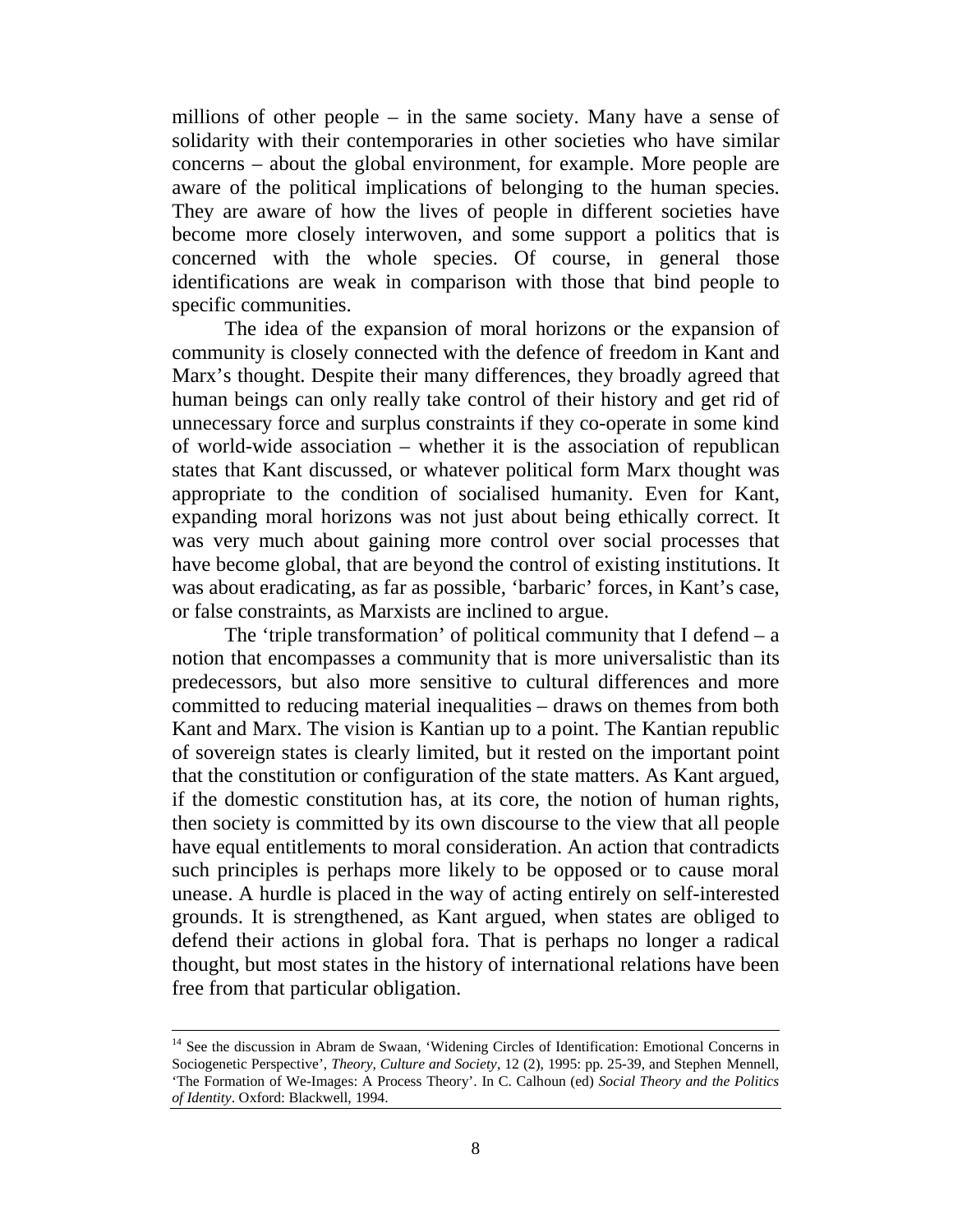millions of other people – in the same society. Many have a sense of solidarity with their contemporaries in other societies who have similar concerns – about the global environment, for example. More people are aware of the political implications of belonging to the human species. They are aware of how the lives of people in different societies have become more closely interwoven, and some support a politics that is concerned with the whole species. Of course, in general those identifications are weak in comparison with those that bind people to specific communities.

The idea of the expansion of moral horizons or the expansion of community is closely connected with the defence of freedom in Kant and Marx's thought. Despite their many differences, they broadly agreed that human beings can only really take control of their history and get rid of unnecessary force and surplus constraints if they co-operate in some kind of world-wide association – whether it is the association of republican states that Kant discussed, or whatever political form Marx thought was appropriate to the condition of socialised humanity. Even for Kant, expanding moral horizons was not just about being ethically correct. It was very much about gaining more control over social processes that have become global, that are beyond the control of existing institutions. It was about eradicating, as far as possible, 'barbaric' forces, in Kant's case, or false constraints, as Marxists are inclined to argue.

The 'triple transformation' of political community that I defend – a notion that encompasses a community that is more universalistic than its predecessors, but also more sensitive to cultural differences and more committed to reducing material inequalities – draws on themes from both Kant and Marx. The vision is Kantian up to a point. The Kantian republic of sovereign states is clearly limited, but it rested on the important point that the constitution or configuration of the state matters. As Kant argued, if the domestic constitution has, at its core, the notion of human rights, then society is committed by its own discourse to the view that all people have equal entitlements to moral consideration. An action that contradicts such principles is perhaps more likely to be opposed or to cause moral unease. A hurdle is placed in the way of acting entirely on self-interested grounds. It is strengthened, as Kant argued, when states are obliged to defend their actions in global fora. That is perhaps no longer a radical thought, but most states in the history of international relations have been free from that particular obligation.

---

[14] See the discussion in Abram de Swaan, 'Widening Circles of Identification: Emotional Concerns in Sociogenetic Perspective', *Theory, Culture and Society*, 12 (2), 1995: pp. 25-39, and Stephen Mennell, 'The Formation of We-Images: A Process Theory'. In C. Calhoun (ed) *Social Theory and the Politics of Identity*. Oxford: Blackwell, 1994.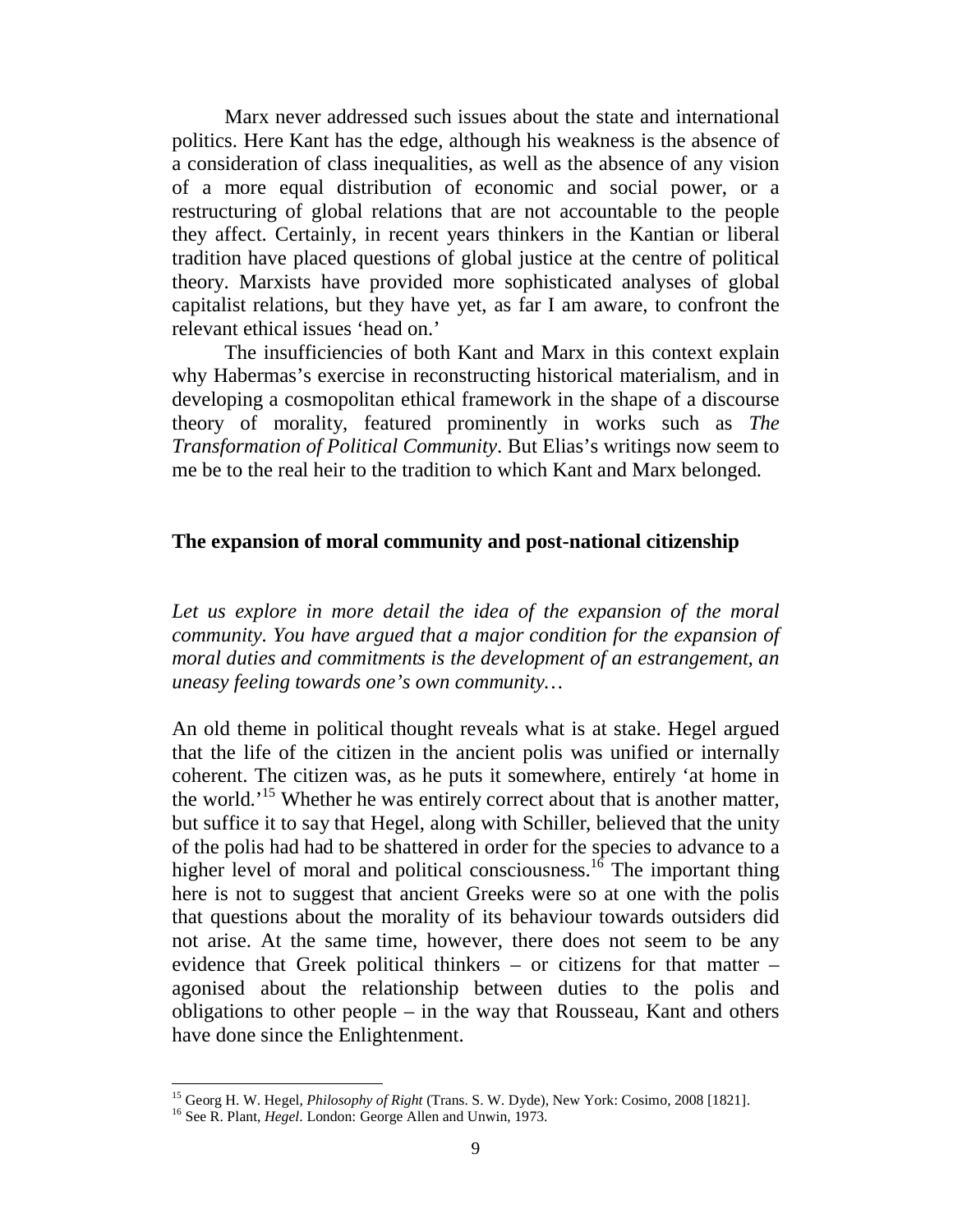Marx never addressed such issues about the state and international politics. Here Kant has the edge, although his weakness is the absence of a consideration of class inequalities, as well as the absence of any vision of a more equal distribution of economic and social power, or a restructuring of global relations that are not accountable to the people they affect. Certainly, in recent years thinkers in the Kantian or liberal tradition have placed questions of global justice at the centre of political theory. Marxists have provided more sophisticated analyses of global capitalist relations, but they have yet, as far I am aware, to confront the relevant ethical issues 'head on.'

The insufficiencies of both Kant and Marx in this context explain why Habermas's exercise in reconstructing historical materialism, and in developing a cosmopolitan ethical framework in the shape of a discourse theory of morality, featured prominently in works such as *The Transformation of Political Community*. But Elias's writings now seem to me be to the real heir to the tradition to which Kant and Marx belonged.

## The expansion of moral community and post-national citizenship

*Let us explore in more detail the idea of the expansion of the moral community. You have argued that a major condition for the expansion of moral duties and commitments is the development of an estrangement, an uneasy feeling towards one's own community…*

An old theme in political thought reveals what is at stake. Hegel argued that the life of the citizen in the ancient polis was unified or internally coherent. The citizen was, as he puts it somewhere, entirely 'at home in the world.'[15] Whether he was entirely correct about that is another matter, but suffice it to say that Hegel, along with Schiller, believed that the unity of the polis had had to be shattered in order for the species to advance to a higher level of moral and political consciousness.[16] The important thing here is not to suggest that ancient Greeks were so at one with the polis that questions about the morality of its behaviour towards outsiders did not arise. At the same time, however, there does not seem to be any evidence that Greek political thinkers – or citizens for that matter – agonised about the relationship between duties to the polis and obligations to other people – in the way that Rousseau, Kant and others have done since the Enlightenment.

---

[15] Georg H. W. Hegel, *Philosophy of Right* (Trans. S. W. Dyde), New York: Cosimo, 2008 [1821].

[16] See R. Plant, *Hegel*. London: George Allen and Unwin, 1973.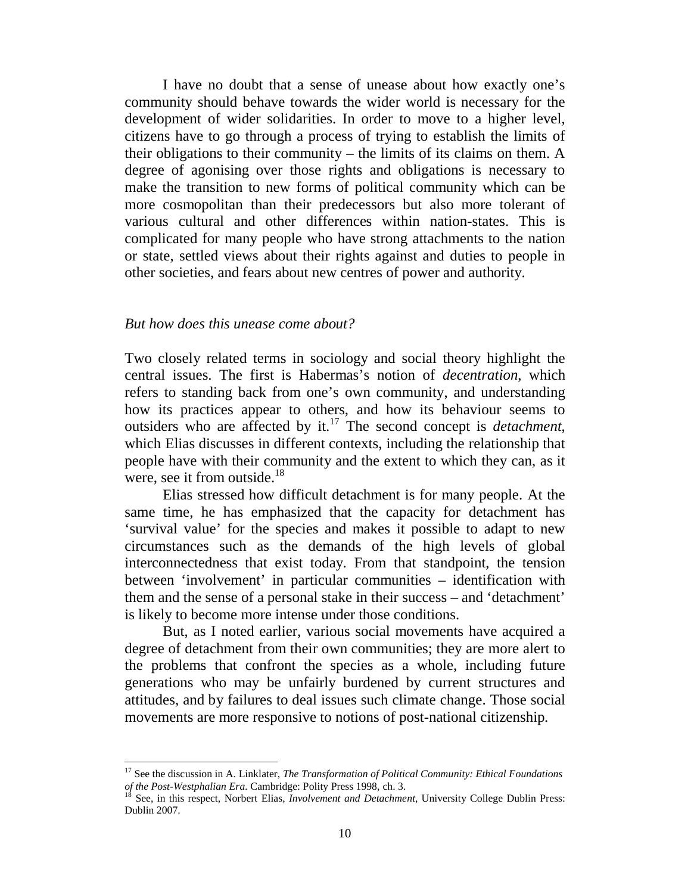I have no doubt that a sense of unease about how exactly one's community should behave towards the wider world is necessary for the development of wider solidarities. In order to move to a higher level, citizens have to go through a process of trying to establish the limits of their obligations to their community – the limits of its claims on them. A degree of agonising over those rights and obligations is necessary to make the transition to new forms of political community which can be more cosmopolitan than their predecessors but also more tolerant of various cultural and other differences within nation-states. This is complicated for many people who have strong attachments to the nation or state, settled views about their rights against and duties to people in other societies, and fears about new centres of power and authority.

*But how does this unease come about?*

Two closely related terms in sociology and social theory highlight the central issues. The first is Habermas's notion of *decentration*, which refers to standing back from one's own community, and understanding how its practices appear to others, and how its behaviour seems to outsiders who are affected by it.[17] The second concept is *detachment*, which Elias discusses in different contexts, including the relationship that people have with their community and the extent to which they can, as it were, see it from outside.[18]

Elias stressed how difficult detachment is for many people. At the same time, he has emphasized that the capacity for detachment has 'survival value' for the species and makes it possible to adapt to new circumstances such as the demands of the high levels of global interconnectedness that exist today. From that standpoint, the tension between 'involvement' in particular communities – identification with them and the sense of a personal stake in their success – and 'detachment' is likely to become more intense under those conditions.

But, as I noted earlier, various social movements have acquired a degree of detachment from their own communities; they are more alert to the problems that confront the species as a whole, including future generations who may be unfairly burdened by current structures and attitudes, and by failures to deal issues such climate change. Those social movements are more responsive to notions of post-national citizenship.

---

[17] See the discussion in A. Linklater, *The Transformation of Political Community: Ethical Foundations of the Post-Westphalian Era*. Cambridge: Polity Press 1998, ch. 3.

[18] See, in this respect, Norbert Elias, *Involvement and Detachment*, University College Dublin Press: Dublin 2007.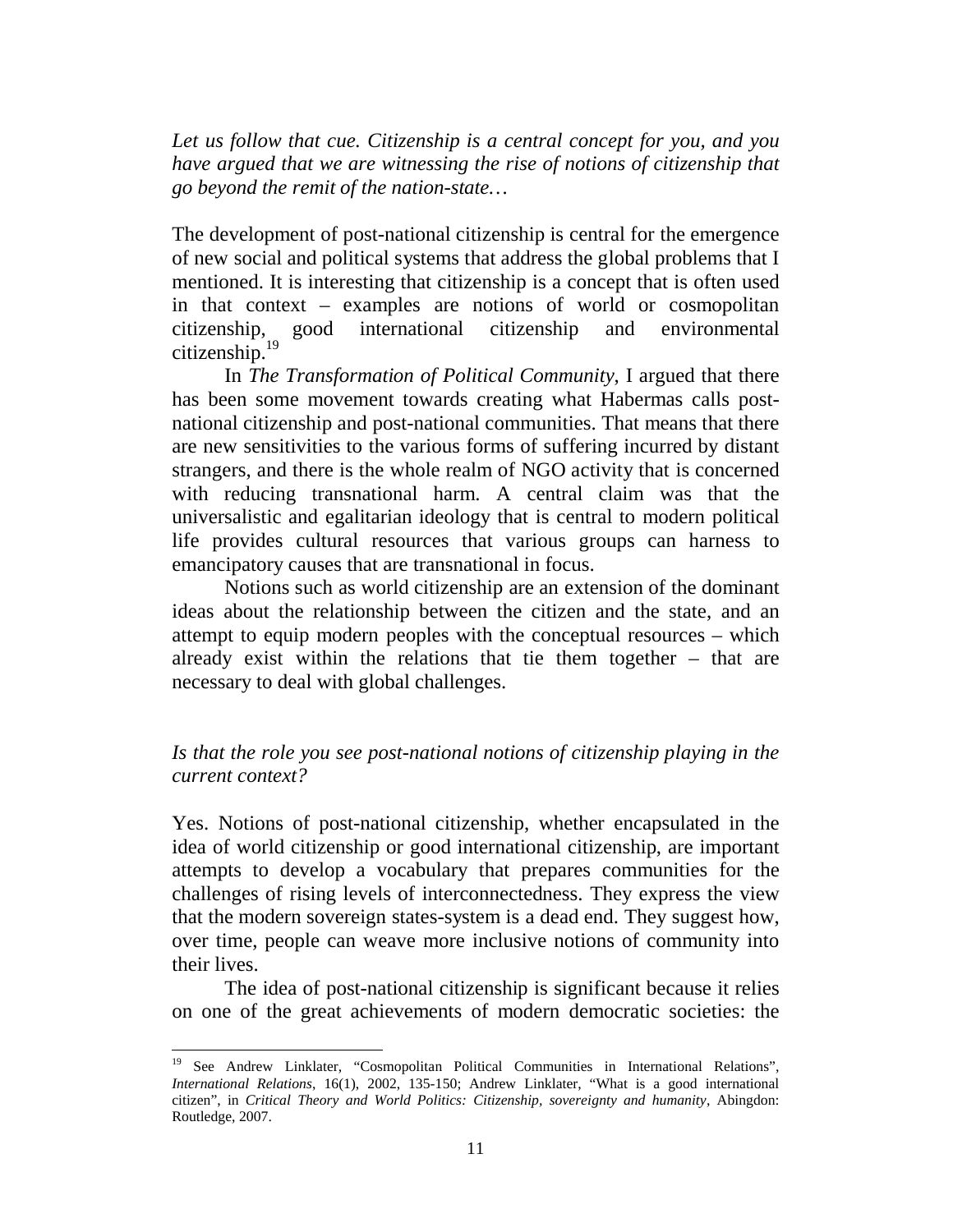*Let us follow that cue. Citizenship is a central concept for you, and you have argued that we are witnessing the rise of notions of citizenship that go beyond the remit of the nation-state…*

The development of post-national citizenship is central for the emergence of new social and political systems that address the global problems that I mentioned. It is interesting that citizenship is a concept that is often used in that context – examples are notions of world or cosmopolitan citizenship, good international citizenship and environmental citizenship.[19]

In *The Transformation of Political Community*, I argued that there has been some movement towards creating what Habermas calls post-national citizenship and post-national communities. That means that there are new sensitivities to the various forms of suffering incurred by distant strangers, and there is the whole realm of NGO activity that is concerned with reducing transnational harm. A central claim was that the universalistic and egalitarian ideology that is central to modern political life provides cultural resources that various groups can harness to emancipatory causes that are transnational in focus.

Notions such as world citizenship are an extension of the dominant ideas about the relationship between the citizen and the state, and an attempt to equip modern peoples with the conceptual resources – which already exist within the relations that tie them together – that are necessary to deal with global challenges.

*Is that the role you see post-national notions of citizenship playing in the current context?*

Yes. Notions of post-national citizenship, whether encapsulated in the idea of world citizenship or good international citizenship, are important attempts to develop a vocabulary that prepares communities for the challenges of rising levels of interconnectedness. They express the view that the modern sovereign states-system is a dead end. They suggest how, over time, people can weave more inclusive notions of community into their lives.

The idea of post-national citizenship is significant because it relies on one of the great achievements of modern democratic societies: the

---

[19] See Andrew Linklater, "Cosmopolitan Political Communities in International Relations", *International Relations*, 16(1), 2002, 135-150; Andrew Linklater, "What is a good international citizen", in *Critical Theory and World Politics: Citizenship, sovereignty and humanity*, Abingdon: Routledge, 2007.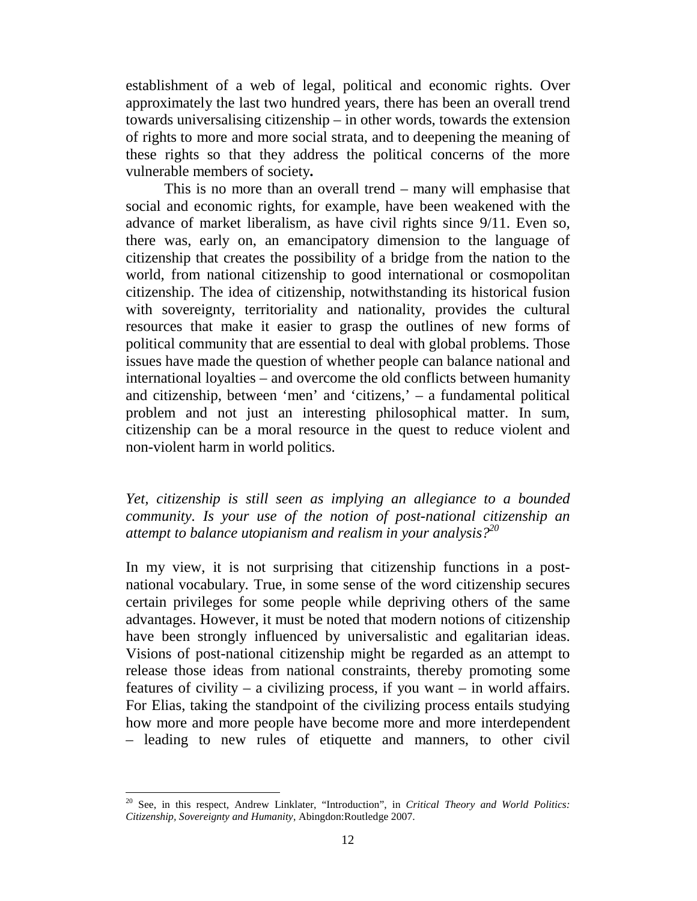establishment of a web of legal, political and economic rights. Over approximately the last two hundred years, there has been an overall trend towards universalising citizenship – in other words, towards the extension of rights to more and more social strata, and to deepening the meaning of these rights so that they address the political concerns of the more vulnerable members of society**.**

This is no more than an overall trend – many will emphasise that social and economic rights, for example, have been weakened with the advance of market liberalism, as have civil rights since 9/11. Even so, there was, early on, an emancipatory dimension to the language of citizenship that creates the possibility of a bridge from the nation to the world, from national citizenship to good international or cosmopolitan citizenship. The idea of citizenship, notwithstanding its historical fusion with sovereignty, territoriality and nationality, provides the cultural resources that make it easier to grasp the outlines of new forms of political community that are essential to deal with global problems. Those issues have made the question of whether people can balance national and international loyalties – and overcome the old conflicts between humanity and citizenship, between 'men' and 'citizens,' – a fundamental political problem and not just an interesting philosophical matter. In sum, citizenship can be a moral resource in the quest to reduce violent and non-violent harm in world politics.

*Yet, citizenship is still seen as implying an allegiance to a bounded community. Is your use of the notion of post-national citizenship an attempt to balance utopianism and realism in your analysis?*[20]

In my view, it is not surprising that citizenship functions in a post-national vocabulary. True, in some sense of the word citizenship secures certain privileges for some people while depriving others of the same advantages. However, it must be noted that modern notions of citizenship have been strongly influenced by universalistic and egalitarian ideas. Visions of post-national citizenship might be regarded as an attempt to release those ideas from national constraints, thereby promoting some features of civility – a civilizing process, if you want – in world affairs. For Elias, taking the standpoint of the civilizing process entails studying how more and more people have become more and more interdependent – leading to new rules of etiquette and manners, to other civil

---

[20] See, in this respect, Andrew Linklater, "Introduction", in *Critical Theory and World Politics: Citizenship, Sovereignty and Humanity*, Abingdon:Routledge 2007.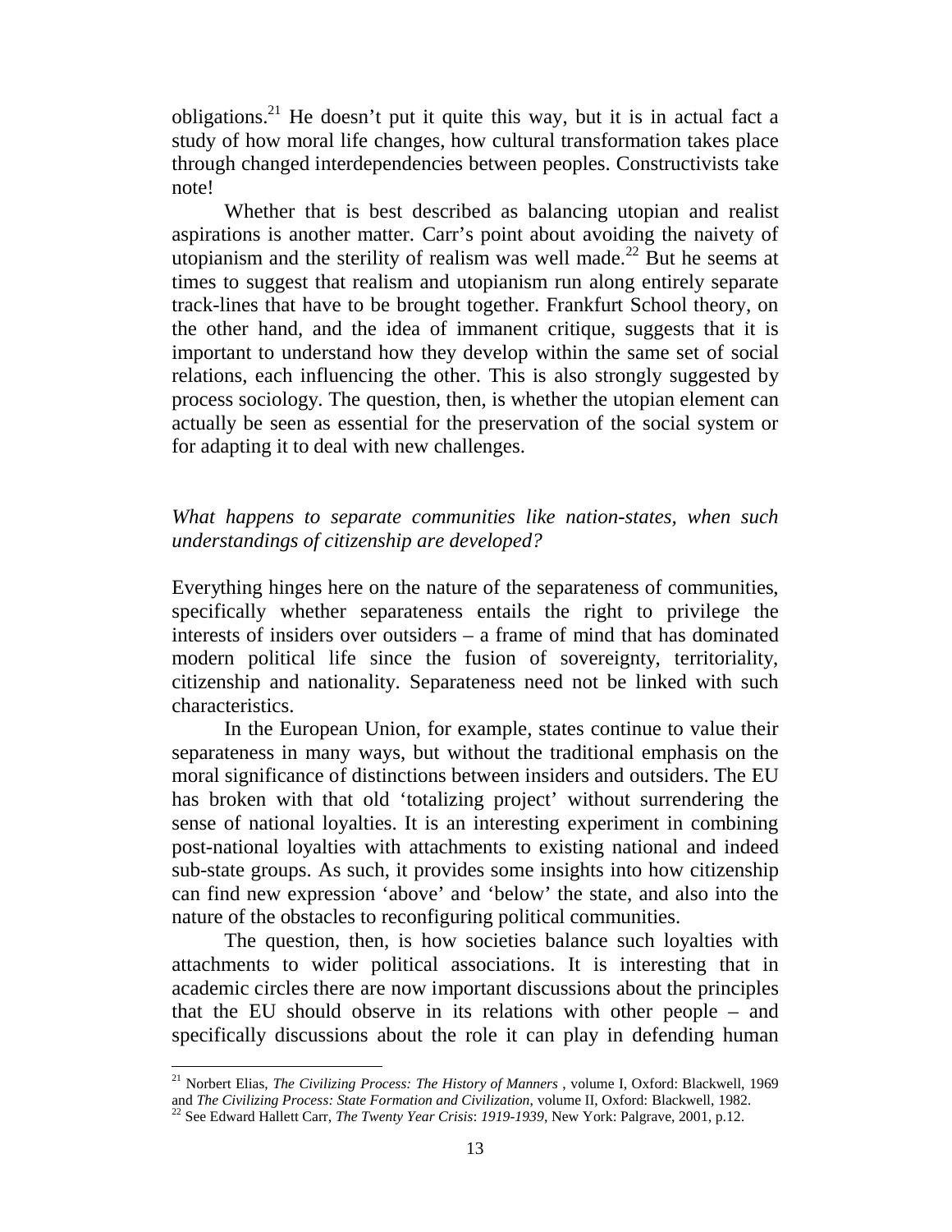obligations.[21] He doesn't put it quite this way, but it is in actual fact a study of how moral life changes, how cultural transformation takes place through changed interdependencies between peoples. Constructivists take note!

Whether that is best described as balancing utopian and realist aspirations is another matter. Carr's point about avoiding the naivety of utopianism and the sterility of realism was well made.[22] But he seems at times to suggest that realism and utopianism run along entirely separate track-lines that have to be brought together. Frankfurt School theory, on the other hand, and the idea of immanent critique, suggests that it is important to understand how they develop within the same set of social relations, each influencing the other. This is also strongly suggested by process sociology. The question, then, is whether the utopian element can actually be seen as essential for the preservation of the social system or for adapting it to deal with new challenges.

*What happens to separate communities like nation-states, when such understandings of citizenship are developed?*

Everything hinges here on the nature of the separateness of communities, specifically whether separateness entails the right to privilege the interests of insiders over outsiders – a frame of mind that has dominated modern political life since the fusion of sovereignty, territoriality, citizenship and nationality. Separateness need not be linked with such characteristics.

In the European Union, for example, states continue to value their separateness in many ways, but without the traditional emphasis on the moral significance of distinctions between insiders and outsiders. The EU has broken with that old 'totalizing project' without surrendering the sense of national loyalties. It is an interesting experiment in combining post-national loyalties with attachments to existing national and indeed sub-state groups. As such, it provides some insights into how citizenship can find new expression 'above' and 'below' the state, and also into the nature of the obstacles to reconfiguring political communities.

The question, then, is how societies balance such loyalties with attachments to wider political associations. It is interesting that in academic circles there are now important discussions about the principles that the EU should observe in its relations with other people – and specifically discussions about the role it can play in defending human

---

[21] Norbert Elias, *The Civilizing Process: The History of Manners* , volume I, Oxford: Blackwell, 1969 and *The Civilizing Process: State Formation and Civilization*, volume II, Oxford: Blackwell, 1982.

[22] See Edward Hallett Carr, *The Twenty Year Crisis*: *1919-1939*, New York: Palgrave, 2001, p.12.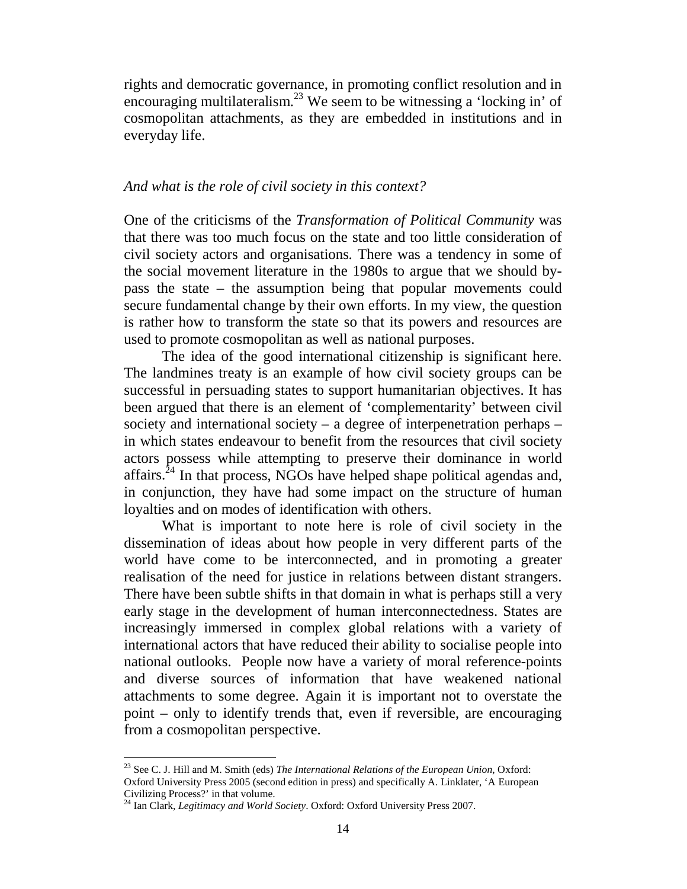rights and democratic governance, in promoting conflict resolution and in encouraging multilateralism.[23] We seem to be witnessing a 'locking in' of cosmopolitan attachments, as they are embedded in institutions and in everyday life.

*And what is the role of civil society in this context?*

One of the criticisms of the *Transformation of Political Community* was that there was too much focus on the state and too little consideration of civil society actors and organisations. There was a tendency in some of the social movement literature in the 1980s to argue that we should by-pass the state – the assumption being that popular movements could secure fundamental change by their own efforts. In my view, the question is rather how to transform the state so that its powers and resources are used to promote cosmopolitan as well as national purposes.

The idea of the good international citizenship is significant here. The landmines treaty is an example of how civil society groups can be successful in persuading states to support humanitarian objectives. It has been argued that there is an element of 'complementarity' between civil society and international society – a degree of interpenetration perhaps – in which states endeavour to benefit from the resources that civil society actors possess while attempting to preserve their dominance in world affairs.[24] In that process, NGOs have helped shape political agendas and, in conjunction, they have had some impact on the structure of human loyalties and on modes of identification with others.

What is important to note here is role of civil society in the dissemination of ideas about how people in very different parts of the world have come to be interconnected, and in promoting a greater realisation of the need for justice in relations between distant strangers. There have been subtle shifts in that domain in what is perhaps still a very early stage in the development of human interconnectedness. States are increasingly immersed in complex global relations with a variety of international actors that have reduced their ability to socialise people into national outlooks. People now have a variety of moral reference-points and diverse sources of information that have weakened national attachments to some degree. Again it is important not to overstate the point – only to identify trends that, even if reversible, are encouraging from a cosmopolitan perspective.

---

[23] See C. J. Hill and M. Smith (eds) *The International Relations of the European Union*, Oxford: Oxford University Press 2005 (second edition in press) and specifically A. Linklater, 'A European Civilizing Process?' in that volume.

[24] Ian Clark, *Legitimacy and World Society*. Oxford: Oxford University Press 2007.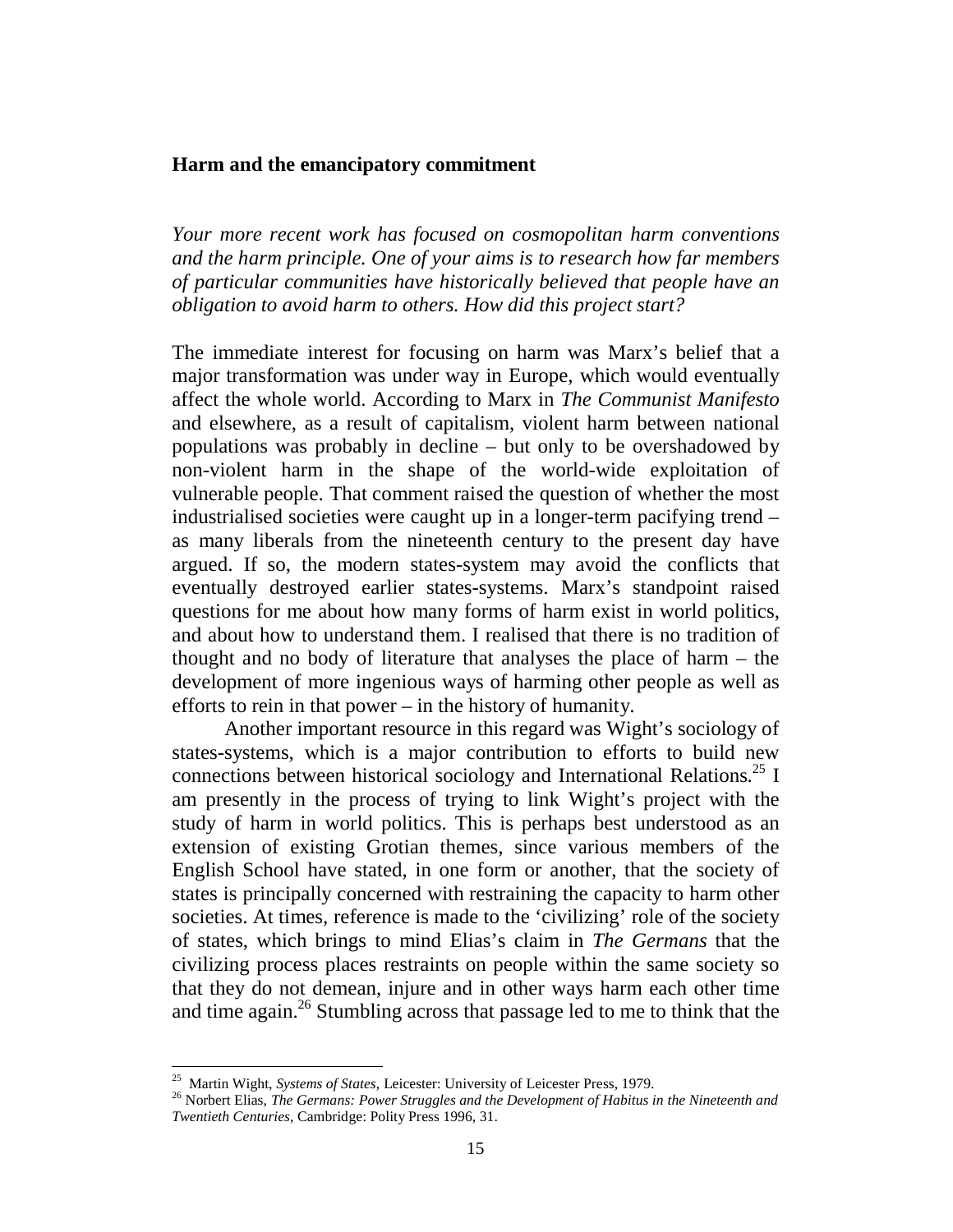## Harm and the emancipatory commitment

*Your more recent work has focused on cosmopolitan harm conventions and the harm principle. One of your aims is to research how far members of particular communities have historically believed that people have an obligation to avoid harm to others. How did this project start?*

The immediate interest for focusing on harm was Marx's belief that a major transformation was under way in Europe, which would eventually affect the whole world. According to Marx in *The Communist Manifesto* and elsewhere, as a result of capitalism, violent harm between national populations was probably in decline – but only to be overshadowed by non-violent harm in the shape of the world-wide exploitation of vulnerable people. That comment raised the question of whether the most industrialised societies were caught up in a longer-term pacifying trend – as many liberals from the nineteenth century to the present day have argued. If so, the modern states-system may avoid the conflicts that eventually destroyed earlier states-systems. Marx's standpoint raised questions for me about how many forms of harm exist in world politics, and about how to understand them. I realised that there is no tradition of thought and no body of literature that analyses the place of harm – the development of more ingenious ways of harming other people as well as efforts to rein in that power – in the history of humanity.

Another important resource in this regard was Wight's sociology of states-systems, which is a major contribution to efforts to build new connections between historical sociology and International Relations.[25] I am presently in the process of trying to link Wight's project with the study of harm in world politics. This is perhaps best understood as an extension of existing Grotian themes, since various members of the English School have stated, in one form or another, that the society of states is principally concerned with restraining the capacity to harm other societies. At times, reference is made to the 'civilizing' role of the society of states, which brings to mind Elias's claim in *The Germans* that the civilizing process places restraints on people within the same society so that they do not demean, injure and in other ways harm each other time and time again.[26] Stumbling across that passage led to me to think that the

---

[25] Martin Wight, *Systems of States*, Leicester: University of Leicester Press, 1979.

[26] Norbert Elias, *The Germans: Power Struggles and the Development of Habitus in the Nineteenth and Twentieth Centuries*, Cambridge: Polity Press 1996, 31.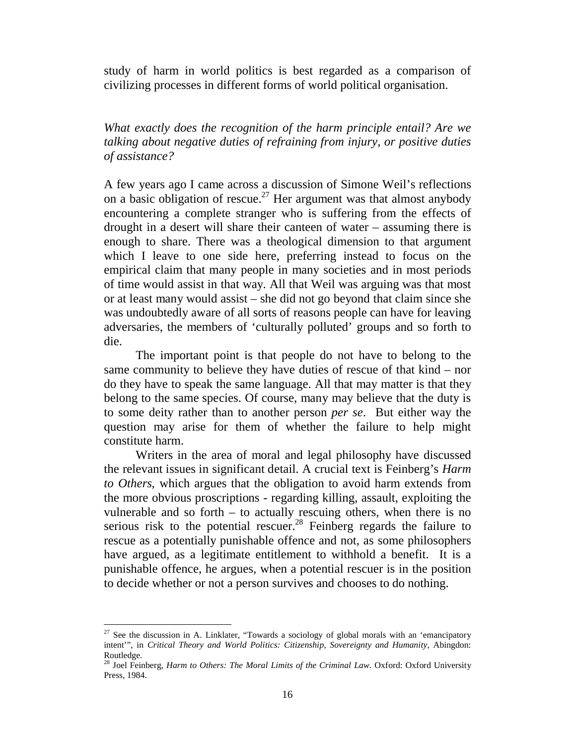study of harm in world politics is best regarded as a comparison of civilizing processes in different forms of world political organisation.

*What exactly does the recognition of the harm principle entail? Are we talking about negative duties of refraining from injury, or positive duties of assistance?*

A few years ago I came across a discussion of Simone Weil's reflections on a basic obligation of rescue.[27] Her argument was that almost anybody encountering a complete stranger who is suffering from the effects of drought in a desert will share their canteen of water – assuming there is enough to share. There was a theological dimension to that argument which I leave to one side here, preferring instead to focus on the empirical claim that many people in many societies and in most periods of time would assist in that way. All that Weil was arguing was that most or at least many would assist – she did not go beyond that claim since she was undoubtedly aware of all sorts of reasons people can have for leaving adversaries, the members of 'culturally polluted' groups and so forth to die.

The important point is that people do not have to belong to the same community to believe they have duties of rescue of that kind – nor do they have to speak the same language. All that may matter is that they belong to the same species. Of course, many may believe that the duty is to some deity rather than to another person *per se*. But either way the question may arise for them of whether the failure to help might constitute harm.

Writers in the area of moral and legal philosophy have discussed the relevant issues in significant detail. A crucial text is Feinberg's *Harm to Others*, which argues that the obligation to avoid harm extends from the more obvious proscriptions - regarding killing, assault, exploiting the vulnerable and so forth – to actually rescuing others, when there is no serious risk to the potential rescuer.[28] Feinberg regards the failure to rescue as a potentially punishable offence and not, as some philosophers have argued, as a legitimate entitlement to withhold a benefit. It is a punishable offence, he argues, when a potential rescuer is in the position to decide whether or not a person survives and chooses to do nothing.

---

[27] See the discussion in A. Linklater, "Towards a sociology of global morals with an 'emancipatory intent'", in *Critical Theory and World Politics: Citizenship, Sovereignty and Humanity*, Abingdon: Routledge.

[28] Joel Feinberg, *Harm to Others: The Moral Limits of the Criminal Law*. Oxford: Oxford University Press, 1984.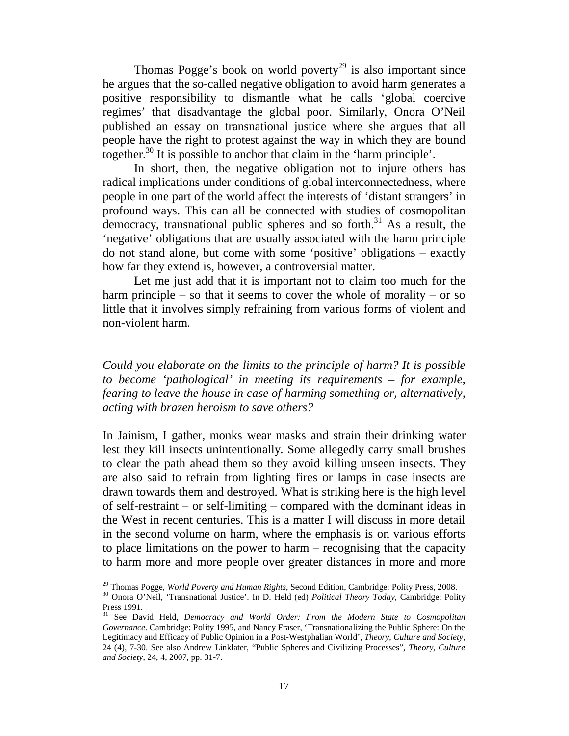Thomas Pogge's book on world poverty[29] is also important since he argues that the so-called negative obligation to avoid harm generates a positive responsibility to dismantle what he calls 'global coercive regimes' that disadvantage the global poor. Similarly, Onora O'Neil published an essay on transnational justice where she argues that all people have the right to protest against the way in which they are bound together.[30] It is possible to anchor that claim in the 'harm principle'.

In short, then, the negative obligation not to injure others has radical implications under conditions of global interconnectedness, where people in one part of the world affect the interests of 'distant strangers' in profound ways. This can all be connected with studies of cosmopolitan democracy, transnational public spheres and so forth.[31] As a result, the 'negative' obligations that are usually associated with the harm principle do not stand alone, but come with some 'positive' obligations – exactly how far they extend is, however, a controversial matter.

Let me just add that it is important not to claim too much for the harm principle – so that it seems to cover the whole of morality – or so little that it involves simply refraining from various forms of violent and non-violent harm.

*Could you elaborate on the limits to the principle of harm? It is possible to become 'pathological' in meeting its requirements – for example, fearing to leave the house in case of harming something or, alternatively, acting with brazen heroism to save others?*

In Jainism, I gather, monks wear masks and strain their drinking water lest they kill insects unintentionally. Some allegedly carry small brushes to clear the path ahead them so they avoid killing unseen insects. They are also said to refrain from lighting fires or lamps in case insects are drawn towards them and destroyed. What is striking here is the high level of self-restraint – or self-limiting – compared with the dominant ideas in the West in recent centuries. This is a matter I will discuss in more detail in the second volume on harm, where the emphasis is on various efforts to place limitations on the power to harm – recognising that the capacity to harm more and more people over greater distances in more and more

---

[29] Thomas Pogge, *World Poverty and Human Rights*, Second Edition, Cambridge: Polity Press, 2008.

[30] Onora O'Neil, 'Transnational Justice'. In D. Held (ed) *Political Theory Today*, Cambridge: Polity Press 1991.

[31] See David Held, *Democracy and World Order: From the Modern State to Cosmopolitan Governance*. Cambridge: Polity 1995, and Nancy Fraser, 'Transnationalizing the Public Sphere: On the Legitimacy and Efficacy of Public Opinion in a Post-Westphalian World', *Theory, Culture and Society*, 24 (4), 7-30. See also Andrew Linklater, "Public Spheres and Civilizing Processes", *Theory, Culture and Society*, 24, 4, 2007, pp. 31-7.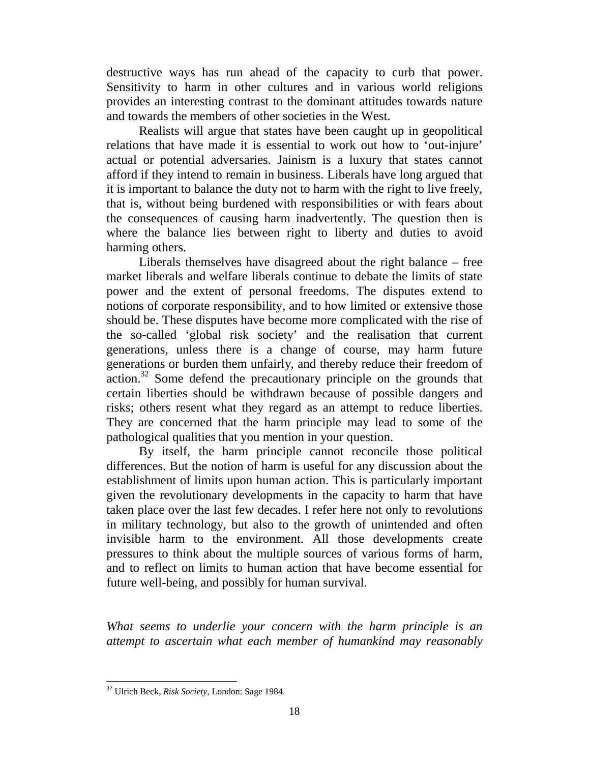destructive ways has run ahead of the capacity to curb that power. Sensitivity to harm in other cultures and in various world religions provides an interesting contrast to the dominant attitudes towards nature and towards the members of other societies in the West.

Realists will argue that states have been caught up in geopolitical relations that have made it is essential to work out how to 'out-injure' actual or potential adversaries. Jainism is a luxury that states cannot afford if they intend to remain in business. Liberals have long argued that it is important to balance the duty not to harm with the right to live freely, that is, without being burdened with responsibilities or with fears about the consequences of causing harm inadvertently. The question then is where the balance lies between right to liberty and duties to avoid harming others.

Liberals themselves have disagreed about the right balance – free market liberals and welfare liberals continue to debate the limits of state power and the extent of personal freedoms. The disputes extend to notions of corporate responsibility, and to how limited or extensive those should be. These disputes have become more complicated with the rise of the so-called 'global risk society' and the realisation that current generations, unless there is a change of course, may harm future generations or burden them unfairly, and thereby reduce their freedom of action.[32] Some defend the precautionary principle on the grounds that certain liberties should be withdrawn because of possible dangers and risks; others resent what they regard as an attempt to reduce liberties. They are concerned that the harm principle may lead to some of the pathological qualities that you mention in your question.

By itself, the harm principle cannot reconcile those political differences. But the notion of harm is useful for any discussion about the establishment of limits upon human action. This is particularly important given the revolutionary developments in the capacity to harm that have taken place over the last few decades. I refer here not only to revolutions in military technology, but also to the growth of unintended and often invisible harm to the environment. All those developments create pressures to think about the multiple sources of various forms of harm, and to reflect on limits to human action that have become essential for future well-being, and possibly for human survival.

*What seems to underlie your concern with the harm principle is an attempt to ascertain what each member of humankind may reasonably*

---

[32] Ulrich Beck, *Risk Society*, London: Sage 1984.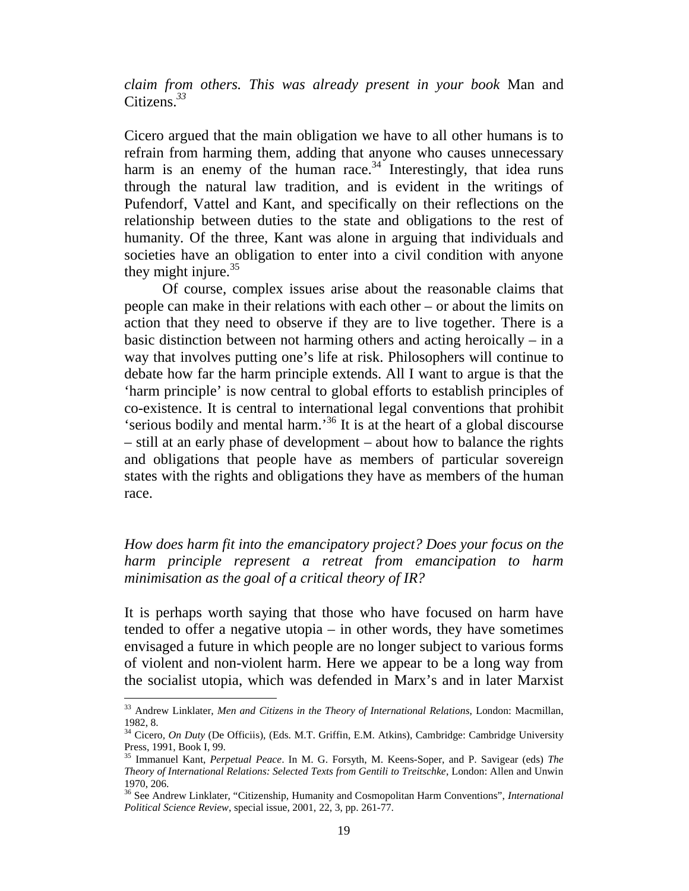*claim from others. This was already present in your book* Man and Citizens.[33]

Cicero argued that the main obligation we have to all other humans is to refrain from harming them, adding that anyone who causes unnecessary harm is an enemy of the human race.[34] Interestingly, that idea runs through the natural law tradition, and is evident in the writings of Pufendorf, Vattel and Kant, and specifically on their reflections on the relationship between duties to the state and obligations to the rest of humanity. Of the three, Kant was alone in arguing that individuals and societies have an obligation to enter into a civil condition with anyone they might injure.[35]

Of course, complex issues arise about the reasonable claims that people can make in their relations with each other – or about the limits on action that they need to observe if they are to live together. There is a basic distinction between not harming others and acting heroically – in a way that involves putting one's life at risk. Philosophers will continue to debate how far the harm principle extends. All I want to argue is that the 'harm principle' is now central to global efforts to establish principles of co-existence. It is central to international legal conventions that prohibit 'serious bodily and mental harm.'[36] It is at the heart of a global discourse – still at an early phase of development – about how to balance the rights and obligations that people have as members of particular sovereign states with the rights and obligations they have as members of the human race.

*How does harm fit into the emancipatory project? Does your focus on the harm principle represent a retreat from emancipation to harm minimisation as the goal of a critical theory of IR?*

It is perhaps worth saying that those who have focused on harm have tended to offer a negative utopia – in other words, they have sometimes envisaged a future in which people are no longer subject to various forms of violent and non-violent harm. Here we appear to be a long way from the socialist utopia, which was defended in Marx's and in later Marxist

---

[33] Andrew Linklater, *Men and Citizens in the Theory of International Relations*, London: Macmillan, 1982, 8.

[34] Cicero, *On Duty* (De Officiis), (Eds. M.T. Griffin, E.M. Atkins), Cambridge: Cambridge University Press, 1991, Book I, 99.

[35] Immanuel Kant, *Perpetual Peace*. In M. G. Forsyth, M. Keens-Soper, and P. Savigear (eds) *The Theory of International Relations: Selected Texts from Gentili to Treitschke*, London: Allen and Unwin 1970, 206.

[36] See Andrew Linklater, "Citizenship, Humanity and Cosmopolitan Harm Conventions", *International Political Science Review*, special issue, 2001, 22, 3, pp. 261-77.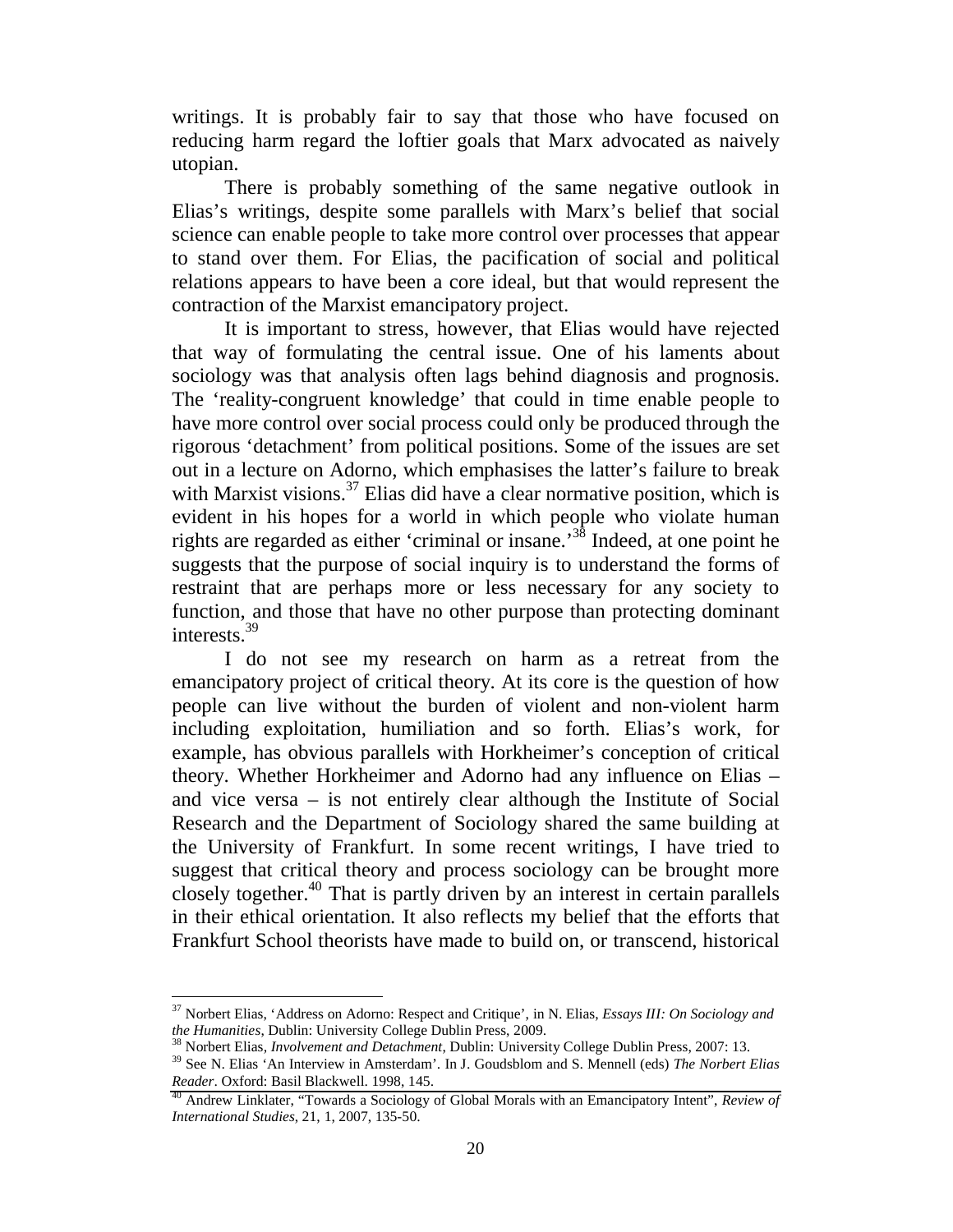writings. It is probably fair to say that those who have focused on reducing harm regard the loftier goals that Marx advocated as naively utopian.

There is probably something of the same negative outlook in Elias's writings, despite some parallels with Marx's belief that social science can enable people to take more control over processes that appear to stand over them. For Elias, the pacification of social and political relations appears to have been a core ideal, but that would represent the contraction of the Marxist emancipatory project.

It is important to stress, however, that Elias would have rejected that way of formulating the central issue. One of his laments about sociology was that analysis often lags behind diagnosis and prognosis. The 'reality-congruent knowledge' that could in time enable people to have more control over social process could only be produced through the rigorous 'detachment' from political positions. Some of the issues are set out in a lecture on Adorno, which emphasises the latter's failure to break with Marxist visions.[37] Elias did have a clear normative position, which is evident in his hopes for a world in which people who violate human rights are regarded as either 'criminal or insane.'[38] Indeed, at one point he suggests that the purpose of social inquiry is to understand the forms of restraint that are perhaps more or less necessary for any society to function, and those that have no other purpose than protecting dominant interests.[39]

I do not see my research on harm as a retreat from the emancipatory project of critical theory. At its core is the question of how people can live without the burden of violent and non-violent harm including exploitation, humiliation and so forth. Elias's work, for example, has obvious parallels with Horkheimer's conception of critical theory. Whether Horkheimer and Adorno had any influence on Elias – and vice versa – is not entirely clear although the Institute of Social Research and the Department of Sociology shared the same building at the University of Frankfurt. In some recent writings, I have tried to suggest that critical theory and process sociology can be brought more closely together.[40] That is partly driven by an interest in certain parallels in their ethical orientation. It also reflects my belief that the efforts that Frankfurt School theorists have made to build on, or transcend, historical

---

[37] Norbert Elias, 'Address on Adorno: Respect and Critique', in N. Elias, *Essays III: On Sociology and the Humanities*, Dublin: University College Dublin Press, 2009.

[38] Norbert Elias, *Involvement and Detachment*, Dublin: University College Dublin Press, 2007: 13.

[39] See N. Elias 'An Interview in Amsterdam'. In J. Goudsblom and S. Mennell (eds) *The Norbert Elias Reader*. Oxford: Basil Blackwell. 1998, 145.

[40] Andrew Linklater, "Towards a Sociology of Global Morals with an Emancipatory Intent", *Review of International Studies*, 21, 1, 2007, 135-50.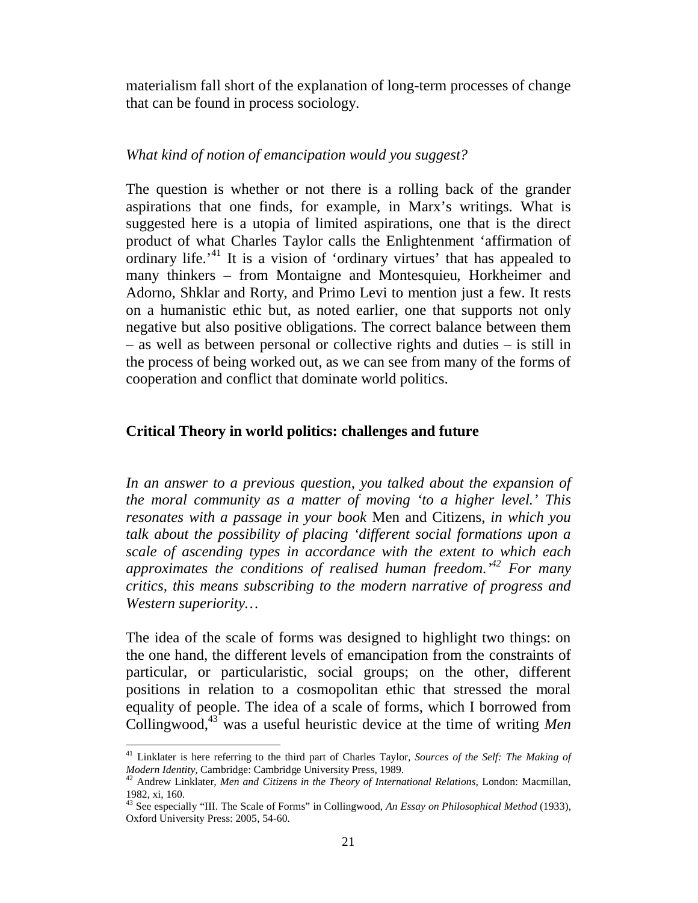materialism fall short of the explanation of long-term processes of change that can be found in process sociology.

*What kind of notion of emancipation would you suggest?*

The question is whether or not there is a rolling back of the grander aspirations that one finds, for example, in Marx's writings. What is suggested here is a utopia of limited aspirations, one that is the direct product of what Charles Taylor calls the Enlightenment 'affirmation of ordinary life.'[41] It is a vision of 'ordinary virtues' that has appealed to many thinkers – from Montaigne and Montesquieu, Horkheimer and Adorno, Shklar and Rorty, and Primo Levi to mention just a few. It rests on a humanistic ethic but, as noted earlier, one that supports not only negative but also positive obligations. The correct balance between them – as well as between personal or collective rights and duties – is still in the process of being worked out, as we can see from many of the forms of cooperation and conflict that dominate world politics.

## Critical Theory in world politics: challenges and future

*In an answer to a previous question, you talked about the expansion of the moral community as a matter of moving 'to a higher level.' This resonates with a passage in your book* Men and Citizens, *in which you talk about the possibility of placing 'different social formations upon a scale of ascending types in accordance with the extent to which each approximates the conditions of realised human freedom.'[42] For many critics, this means subscribing to the modern narrative of progress and Western superiority…*

The idea of the scale of forms was designed to highlight two things: on the one hand, the different levels of emancipation from the constraints of particular, or particularistic, social groups; on the other, different positions in relation to a cosmopolitan ethic that stressed the moral equality of people. The idea of a scale of forms, which I borrowed from Collingwood,[43] was a useful heuristic device at the time of writing *Men*

---

[41] Linklater is here referring to the third part of Charles Taylor, *Sources of the Self: The Making of Modern Identity*, Cambridge: Cambridge University Press, 1989.

[42] Andrew Linklater, *Men and Citizens in the Theory of International Relations,* London: Macmillan, 1982, xi, 160.

[43] See especially "III. The Scale of Forms" in Collingwood, *An Essay on Philosophical Method* (1933), Oxford University Press: 2005, 54-60.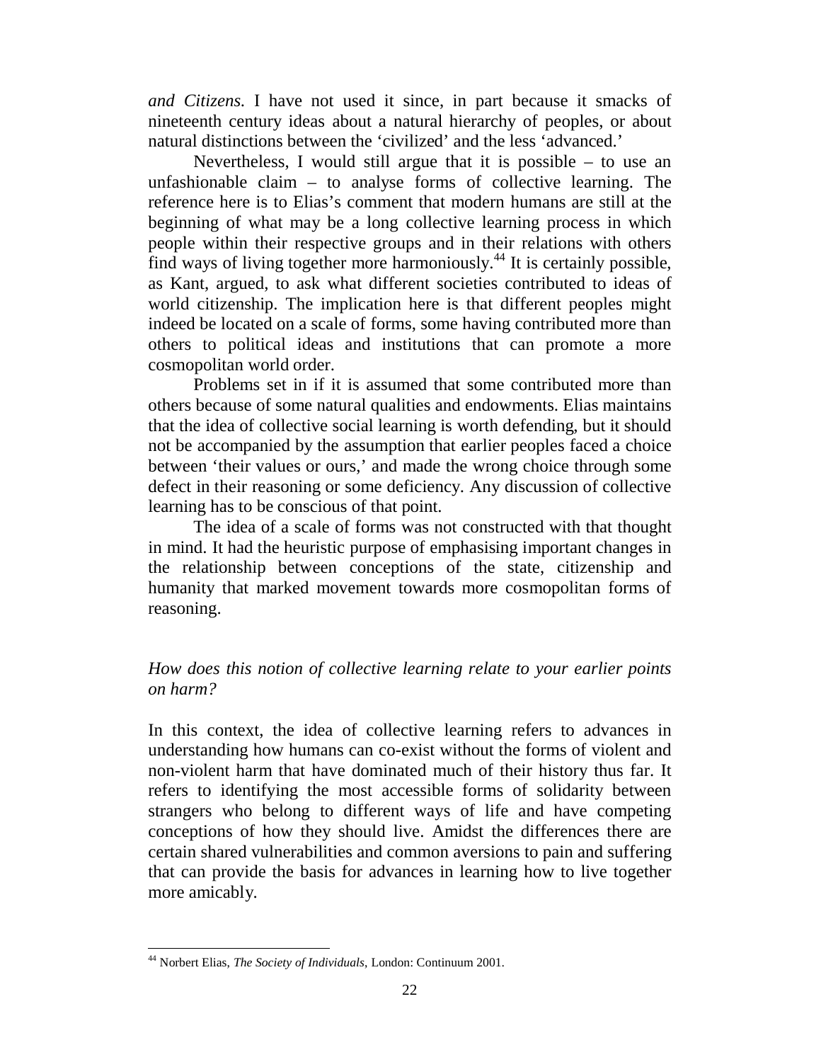*and Citizens.* I have not used it since, in part because it smacks of nineteenth century ideas about a natural hierarchy of peoples, or about natural distinctions between the 'civilized' and the less 'advanced.'

Nevertheless, I would still argue that it is possible – to use an unfashionable claim – to analyse forms of collective learning. The reference here is to Elias's comment that modern humans are still at the beginning of what may be a long collective learning process in which people within their respective groups and in their relations with others find ways of living together more harmoniously.[44] It is certainly possible, as Kant, argued, to ask what different societies contributed to ideas of world citizenship. The implication here is that different peoples might indeed be located on a scale of forms, some having contributed more than others to political ideas and institutions that can promote a more cosmopolitan world order.

Problems set in if it is assumed that some contributed more than others because of some natural qualities and endowments. Elias maintains that the idea of collective social learning is worth defending, but it should not be accompanied by the assumption that earlier peoples faced a choice between 'their values or ours,' and made the wrong choice through some defect in their reasoning or some deficiency. Any discussion of collective learning has to be conscious of that point.

The idea of a scale of forms was not constructed with that thought in mind. It had the heuristic purpose of emphasising important changes in the relationship between conceptions of the state, citizenship and humanity that marked movement towards more cosmopolitan forms of reasoning.

*How does this notion of collective learning relate to your earlier points on harm?*

In this context, the idea of collective learning refers to advances in understanding how humans can co-exist without the forms of violent and non-violent harm that have dominated much of their history thus far. It refers to identifying the most accessible forms of solidarity between strangers who belong to different ways of life and have competing conceptions of how they should live. Amidst the differences there are certain shared vulnerabilities and common aversions to pain and suffering that can provide the basis for advances in learning how to live together more amicably.

---

[44] Norbert Elias, *The Society of Individuals*, London: Continuum 2001.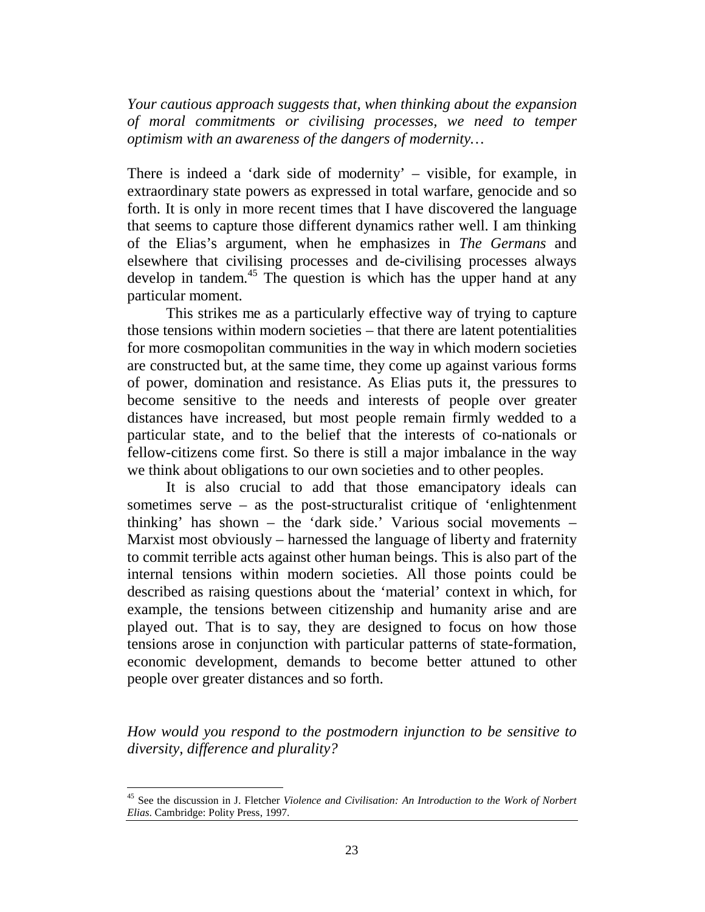*Your cautious approach suggests that, when thinking about the expansion of moral commitments or civilising processes, we need to temper optimism with an awareness of the dangers of modernity…*

There is indeed a 'dark side of modernity' – visible, for example, in extraordinary state powers as expressed in total warfare, genocide and so forth. It is only in more recent times that I have discovered the language that seems to capture those different dynamics rather well. I am thinking of the Elias's argument, when he emphasizes in *The Germans* and elsewhere that civilising processes and de-civilising processes always develop in tandem.[45] The question is which has the upper hand at any particular moment.

This strikes me as a particularly effective way of trying to capture those tensions within modern societies – that there are latent potentialities for more cosmopolitan communities in the way in which modern societies are constructed but, at the same time, they come up against various forms of power, domination and resistance. As Elias puts it, the pressures to become sensitive to the needs and interests of people over greater distances have increased, but most people remain firmly wedded to a particular state, and to the belief that the interests of co-nationals or fellow-citizens come first. So there is still a major imbalance in the way we think about obligations to our own societies and to other peoples.

It is also crucial to add that those emancipatory ideals can sometimes serve – as the post-structuralist critique of 'enlightenment thinking' has shown – the 'dark side.' Various social movements – Marxist most obviously – harnessed the language of liberty and fraternity to commit terrible acts against other human beings. This is also part of the internal tensions within modern societies. All those points could be described as raising questions about the 'material' context in which, for example, the tensions between citizenship and humanity arise and are played out. That is to say, they are designed to focus on how those tensions arose in conjunction with particular patterns of state-formation, economic development, demands to become better attuned to other people over greater distances and so forth.

*How would you respond to the postmodern injunction to be sensitive to diversity, difference and plurality?*

[45] See the discussion in J. Fletcher *Violence and Civilisation: An Introduction to the Work of Norbert Elias*. Cambridge: Polity Press, 1997.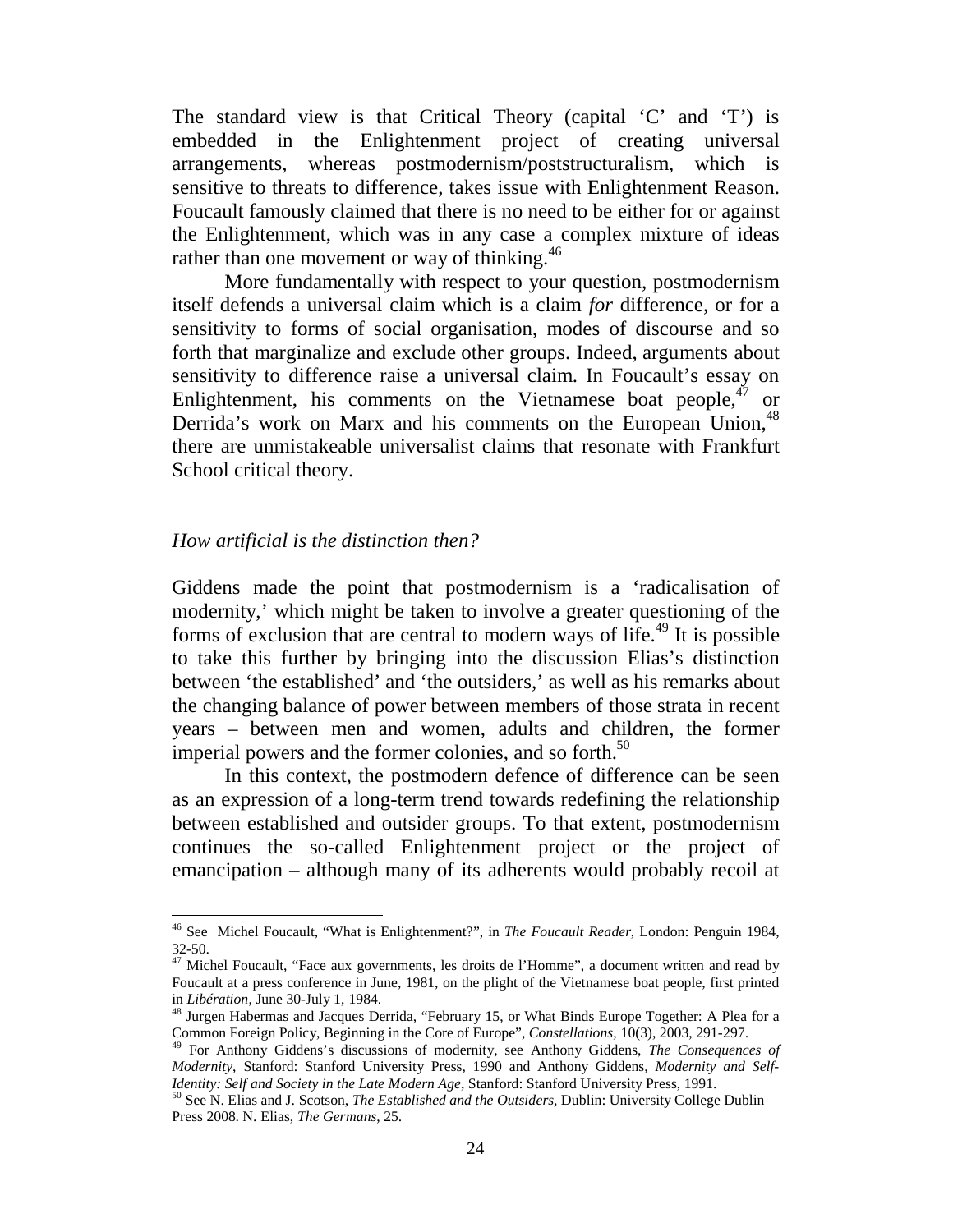The standard view is that Critical Theory (capital 'C' and 'T') is embedded in the Enlightenment project of creating universal arrangements, whereas postmodernism/poststructuralism, which is sensitive to threats to difference, takes issue with Enlightenment Reason. Foucault famously claimed that there is no need to be either for or against the Enlightenment, which was in any case a complex mixture of ideas rather than one movement or way of thinking.[46]

More fundamentally with respect to your question, postmodernism itself defends a universal claim which is a claim *for* difference, or for a sensitivity to forms of social organisation, modes of discourse and so forth that marginalize and exclude other groups. Indeed, arguments about sensitivity to difference raise a universal claim. In Foucault's essay on Enlightenment, his comments on the Vietnamese boat people,[47] or Derrida's work on Marx and his comments on the European Union,[48] there are unmistakeable universalist claims that resonate with Frankfurt School critical theory.

*How artificial is the distinction then?*

Giddens made the point that postmodernism is a 'radicalisation of modernity,' which might be taken to involve a greater questioning of the forms of exclusion that are central to modern ways of life.[49] It is possible to take this further by bringing into the discussion Elias's distinction between 'the established' and 'the outsiders,' as well as his remarks about the changing balance of power between members of those strata in recent years – between men and women, adults and children, the former imperial powers and the former colonies, and so forth.[50]

In this context, the postmodern defence of difference can be seen as an expression of a long-term trend towards redefining the relationship between established and outsider groups. To that extent, postmodernism continues the so-called Enlightenment project or the project of emancipation – although many of its adherents would probably recoil at

---

[46] See Michel Foucault, "What is Enlightenment?", in *The Foucault Reader*, London: Penguin 1984, 32-50.

[47] Michel Foucault, "Face aux governments, les droits de l'Homme", a document written and read by Foucault at a press conference in June, 1981, on the plight of the Vietnamese boat people, first printed in *Libération*, June 30-July 1, 1984.

[48] Jurgen Habermas and Jacques Derrida, "February 15, or What Binds Europe Together: A Plea for a Common Foreign Policy, Beginning in the Core of Europe", *Constellations*, 10(3), 2003, 291-297.

[49] For Anthony Giddens's discussions of modernity, see Anthony Giddens, *The Consequences of Modernity*, Stanford: Stanford University Press, 1990 and Anthony Giddens, *Modernity and Self-Identity: Self and Society in the Late Modern Age*, Stanford: Stanford University Press, 1991.

[50] See N. Elias and J. Scotson, *The Established and the Outsiders*, Dublin: University College Dublin Press 2008. N. Elias, *The Germans*, 25.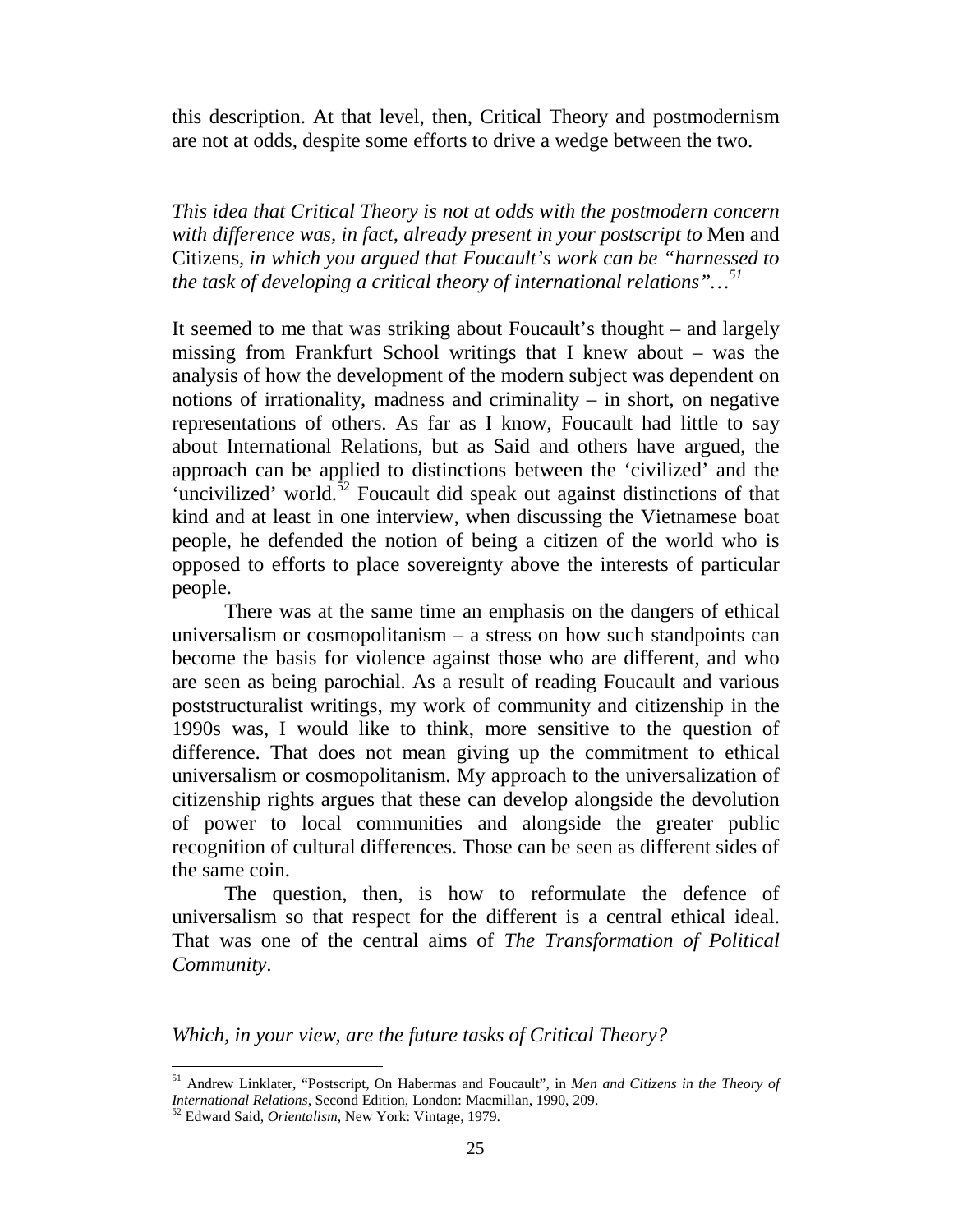this description. At that level, then, Critical Theory and postmodernism are not at odds, despite some efforts to drive a wedge between the two.

*This idea that Critical Theory is not at odds with the postmodern concern with difference was, in fact, already present in your postscript to* Men and Citizens*, in which you argued that Foucault's work can be "harnessed to the task of developing a critical theory of international relations"…*[51]

It seemed to me that was striking about Foucault's thought – and largely missing from Frankfurt School writings that I knew about – was the analysis of how the development of the modern subject was dependent on notions of irrationality, madness and criminality – in short, on negative representations of others. As far as I know, Foucault had little to say about International Relations, but as Said and others have argued, the approach can be applied to distinctions between the 'civilized' and the 'uncivilized' world.[52] Foucault did speak out against distinctions of that kind and at least in one interview, when discussing the Vietnamese boat people, he defended the notion of being a citizen of the world who is opposed to efforts to place sovereignty above the interests of particular people.

There was at the same time an emphasis on the dangers of ethical universalism or cosmopolitanism – a stress on how such standpoints can become the basis for violence against those who are different, and who are seen as being parochial. As a result of reading Foucault and various poststructuralist writings, my work of community and citizenship in the 1990s was, I would like to think, more sensitive to the question of difference. That does not mean giving up the commitment to ethical universalism or cosmopolitanism. My approach to the universalization of citizenship rights argues that these can develop alongside the devolution of power to local communities and alongside the greater public recognition of cultural differences. Those can be seen as different sides of the same coin.

The question, then, is how to reformulate the defence of universalism so that respect for the different is a central ethical ideal. That was one of the central aims of *The Transformation of Political Community*.

*Which, in your view, are the future tasks of Critical Theory?*

---

[51] Andrew Linklater, "Postscript, On Habermas and Foucault", in *Men and Citizens in the Theory of International Relations*, Second Edition, London: Macmillan, 1990, 209.

[52] Edward Said, *Orientalism*, New York: Vintage, 1979.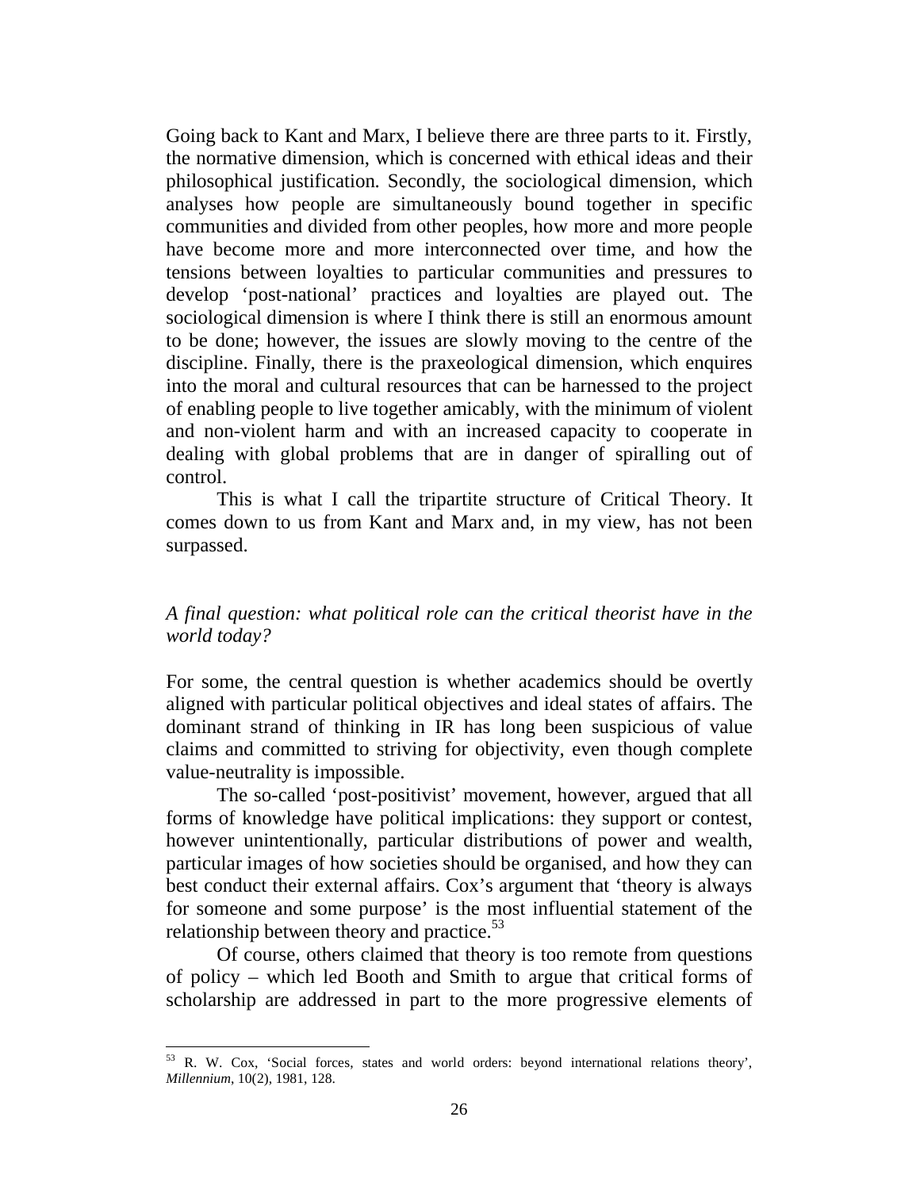Going back to Kant and Marx, I believe there are three parts to it. Firstly, the normative dimension, which is concerned with ethical ideas and their philosophical justification. Secondly, the sociological dimension, which analyses how people are simultaneously bound together in specific communities and divided from other peoples, how more and more people have become more and more interconnected over time, and how the tensions between loyalties to particular communities and pressures to develop 'post-national' practices and loyalties are played out. The sociological dimension is where I think there is still an enormous amount to be done; however, the issues are slowly moving to the centre of the discipline. Finally, there is the praxeological dimension, which enquires into the moral and cultural resources that can be harnessed to the project of enabling people to live together amicably, with the minimum of violent and non-violent harm and with an increased capacity to cooperate in dealing with global problems that are in danger of spiralling out of control.

This is what I call the tripartite structure of Critical Theory. It comes down to us from Kant and Marx and, in my view, has not been surpassed.

*A final question: what political role can the critical theorist have in the world today?*

For some, the central question is whether academics should be overtly aligned with particular political objectives and ideal states of affairs. The dominant strand of thinking in IR has long been suspicious of value claims and committed to striving for objectivity, even though complete value-neutrality is impossible.

The so-called 'post-positivist' movement, however, argued that all forms of knowledge have political implications: they support or contest, however unintentionally, particular distributions of power and wealth, particular images of how societies should be organised, and how they can best conduct their external affairs. Cox's argument that 'theory is always for someone and some purpose' is the most influential statement of the relationship between theory and practice.[53]

Of course, others claimed that theory is too remote from questions of policy – which led Booth and Smith to argue that critical forms of scholarship are addressed in part to the more progressive elements of

---

[53] R. W. Cox, 'Social forces, states and world orders: beyond international relations theory', *Millennium*, 10(2), 1981, 128.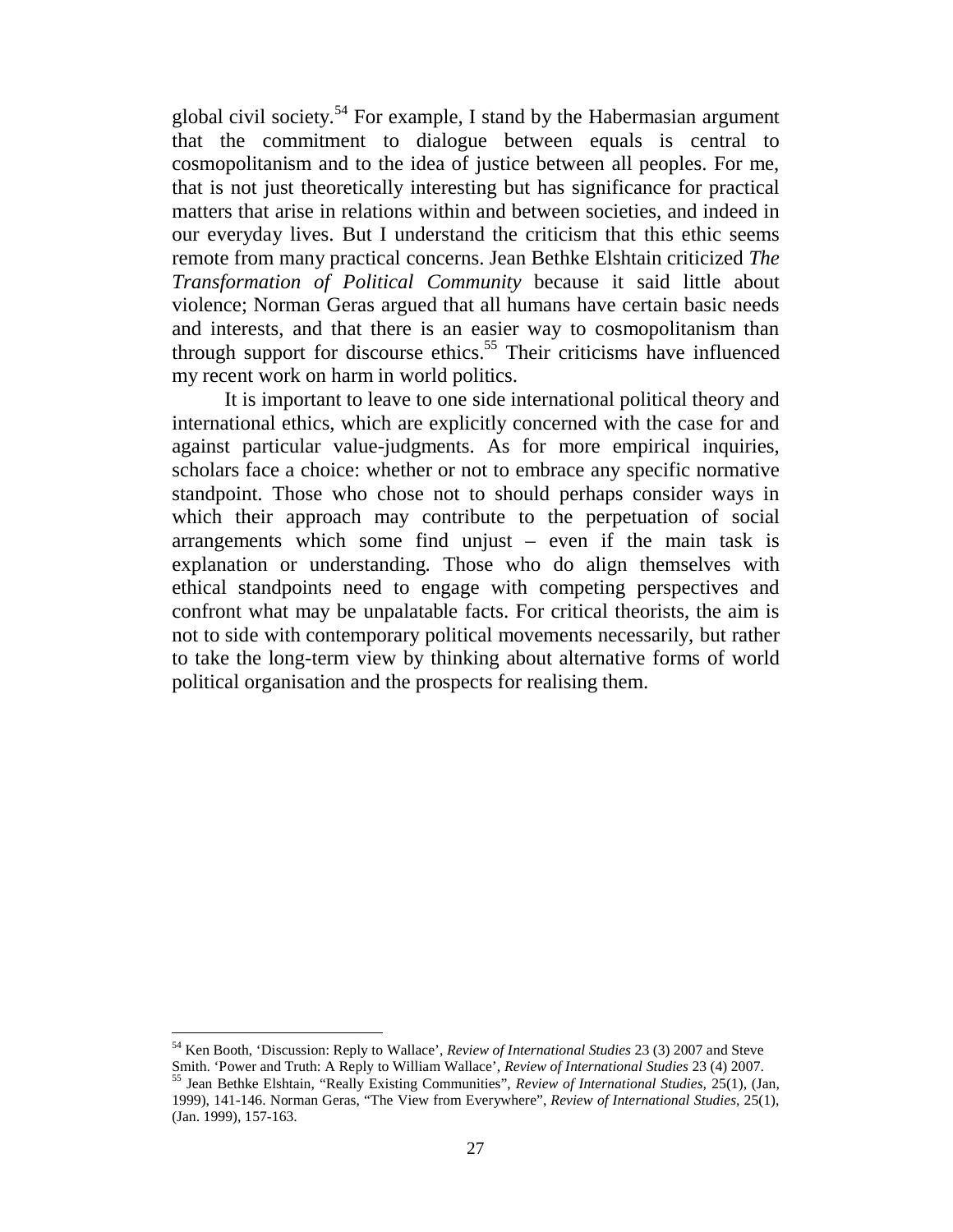global civil society.[54] For example, I stand by the Habermasian argument that the commitment to dialogue between equals is central to cosmopolitanism and to the idea of justice between all peoples. For me, that is not just theoretically interesting but has significance for practical matters that arise in relations within and between societies, and indeed in our everyday lives. But I understand the criticism that this ethic seems remote from many practical concerns. Jean Bethke Elshtain criticized *The Transformation of Political Community* because it said little about violence; Norman Geras argued that all humans have certain basic needs and interests, and that there is an easier way to cosmopolitanism than through support for discourse ethics.[55] Their criticisms have influenced my recent work on harm in world politics.

It is important to leave to one side international political theory and international ethics, which are explicitly concerned with the case for and against particular value-judgments. As for more empirical inquiries, scholars face a choice: whether or not to embrace any specific normative standpoint. Those who chose not to should perhaps consider ways in which their approach may contribute to the perpetuation of social arrangements which some find unjust – even if the main task is explanation or understanding. Those who do align themselves with ethical standpoints need to engage with competing perspectives and confront what may be unpalatable facts. For critical theorists, the aim is not to side with contemporary political movements necessarily, but rather to take the long-term view by thinking about alternative forms of world political organisation and the prospects for realising them.

---

[54] Ken Booth, 'Discussion: Reply to Wallace', *Review of International Studies* 23 (3) 2007 and Steve Smith. 'Power and Truth: A Reply to William Wallace', *Review of International Studies* 23 (4) 2007.

[55] Jean Bethke Elshtain, "Really Existing Communities", *Review of International Studies*, 25(1), (Jan, 1999), 141-146. Norman Geras, "The View from Everywhere", *Review of International Studies*, 25(1), (Jan. 1999), 157-163.